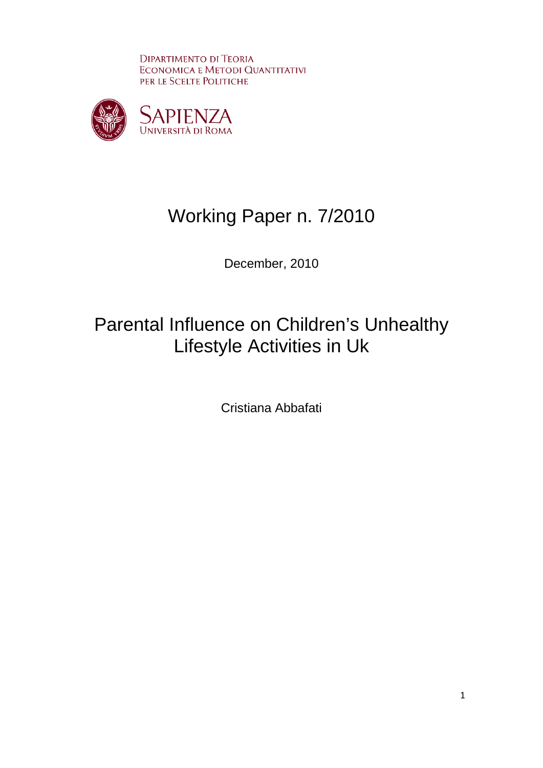DIPARTIMENTO DI TEORIA
ECONOMICA E METODI QUANTITATIVI
PER LE SCELTE POLITICHE

SAPIENZA
UNIVERSITÀ DI ROMA

# Working Paper n. 7/2010

December, 2010

# Parental Influence on Children's Unhealthy Lifestyle Activities in Uk

Cristiana Abbafati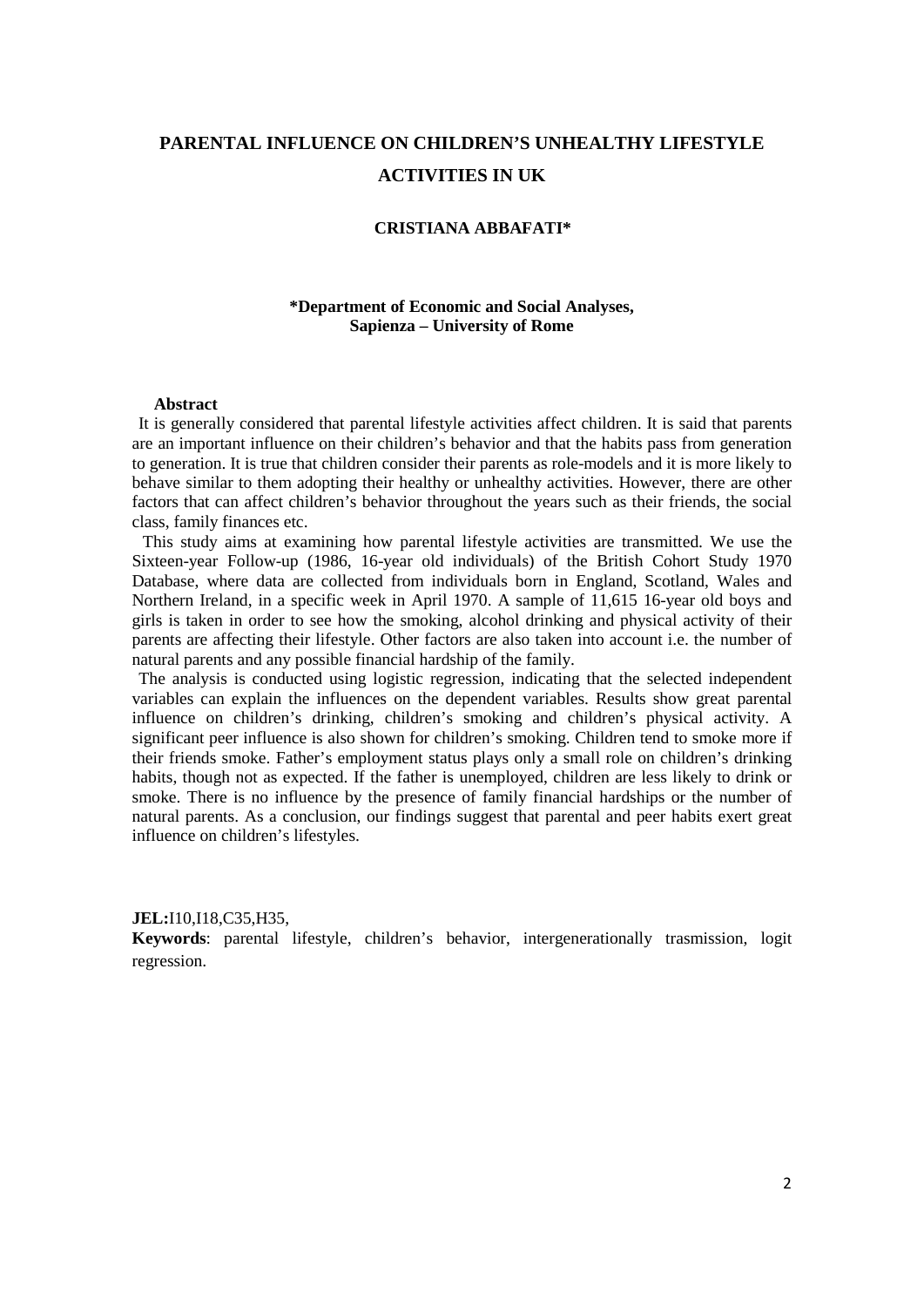# PARENTAL INFLUENCE ON CHILDREN'S UNHEALTHY LIFESTYLE ACTIVITIES IN UK

**CRISTIANA ABBAFATI***

**\*Department of Economic and Social Analyses, Sapienza – University of Rome**

**Abstract**

It is generally considered that parental lifestyle activities affect children. It is said that parents are an important influence on their children's behavior and that the habits pass from generation to generation. It is true that children consider their parents as role-models and it is more likely to behave similar to them adopting their healthy or unhealthy activities. However, there are other factors that can affect children's behavior throughout the years such as their friends, the social class, family finances etc.

This study aims at examining how parental lifestyle activities are transmitted. We use the Sixteen-year Follow-up (1986, 16-year old individuals) of the British Cohort Study 1970 Database, where data are collected from individuals born in England, Scotland, Wales and Northern Ireland, in a specific week in April 1970. A sample of 11,615 16-year old boys and girls is taken in order to see how the smoking, alcohol drinking and physical activity of their parents are affecting their lifestyle. Other factors are also taken into account i.e. the number of natural parents and any possible financial hardship of the family.

The analysis is conducted using logistic regression, indicating that the selected independent variables can explain the influences on the dependent variables. Results show great parental influence on children's drinking, children's smoking and children's physical activity. A significant peer influence is also shown for children's smoking. Children tend to smoke more if their friends smoke. Father's employment status plays only a small role on children's drinking habits, though not as expected. If the father is unemployed, children are less likely to drink or smoke. There is no influence by the presence of family financial hardships or the number of natural parents. As a conclusion, our findings suggest that parental and peer habits exert great influence on children's lifestyles.

**JEL:**I10,I18,C35,H35,

**Keywords**: parental lifestyle, children's behavior, intergenerationally trasmission, logit regression.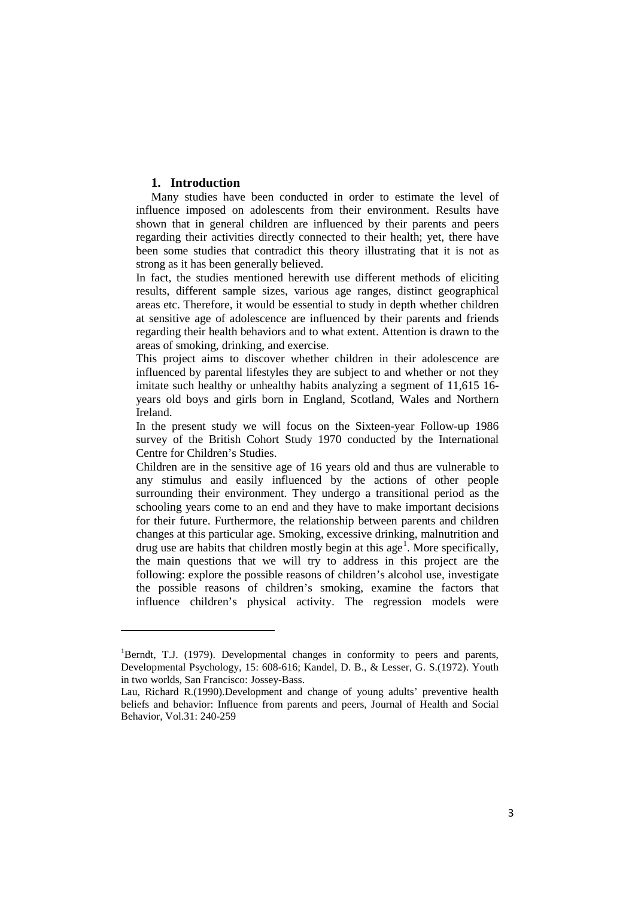## 1. Introduction

Many studies have been conducted in order to estimate the level of influence imposed on adolescents from their environment. Results have shown that in general children are influenced by their parents and peers regarding their activities directly connected to their health; yet, there have been some studies that contradict this theory illustrating that it is not as strong as it has been generally believed.

In fact, the studies mentioned herewith use different methods of eliciting results, different sample sizes, various age ranges, distinct geographical areas etc. Therefore, it would be essential to study in depth whether children at sensitive age of adolescence are influenced by their parents and friends regarding their health behaviors and to what extent. Attention is drawn to the areas of smoking, drinking, and exercise.

This project aims to discover whether children in their adolescence are influenced by parental lifestyles they are subject to and whether or not they imitate such healthy or unhealthy habits analyzing a segment of 11,615 16-years old boys and girls born in England, Scotland, Wales and Northern Ireland.

In the present study we will focus on the Sixteen-year Follow-up 1986 survey of the British Cohort Study 1970 conducted by the International Centre for Children's Studies.

Children are in the sensitive age of 16 years old and thus are vulnerable to any stimulus and easily influenced by the actions of other people surrounding their environment. They undergo a transitional period as the schooling years come to an end and they have to make important decisions for their future. Furthermore, the relationship between parents and children changes at this particular age. Smoking, excessive drinking, malnutrition and drug use are habits that children mostly begin at this age[1]. More specifically, the main questions that we will try to address in this project are the following: explore the possible reasons of children's alcohol use, investigate the possible reasons of children's smoking, examine the factors that influence children's physical activity. The regression models were

---

[1]Berndt, T.J. (1979). Developmental changes in conformity to peers and parents, Developmental Psychology, 15: 608-616; Kandel, D. B., & Lesser, G. S.(1972). Youth in two worlds, San Francisco: Jossey-Bass.

Lau, Richard R.(1990).Development and change of young adults' preventive health beliefs and behavior: Influence from parents and peers, Journal of Health and Social Behavior, Vol.31: 240-259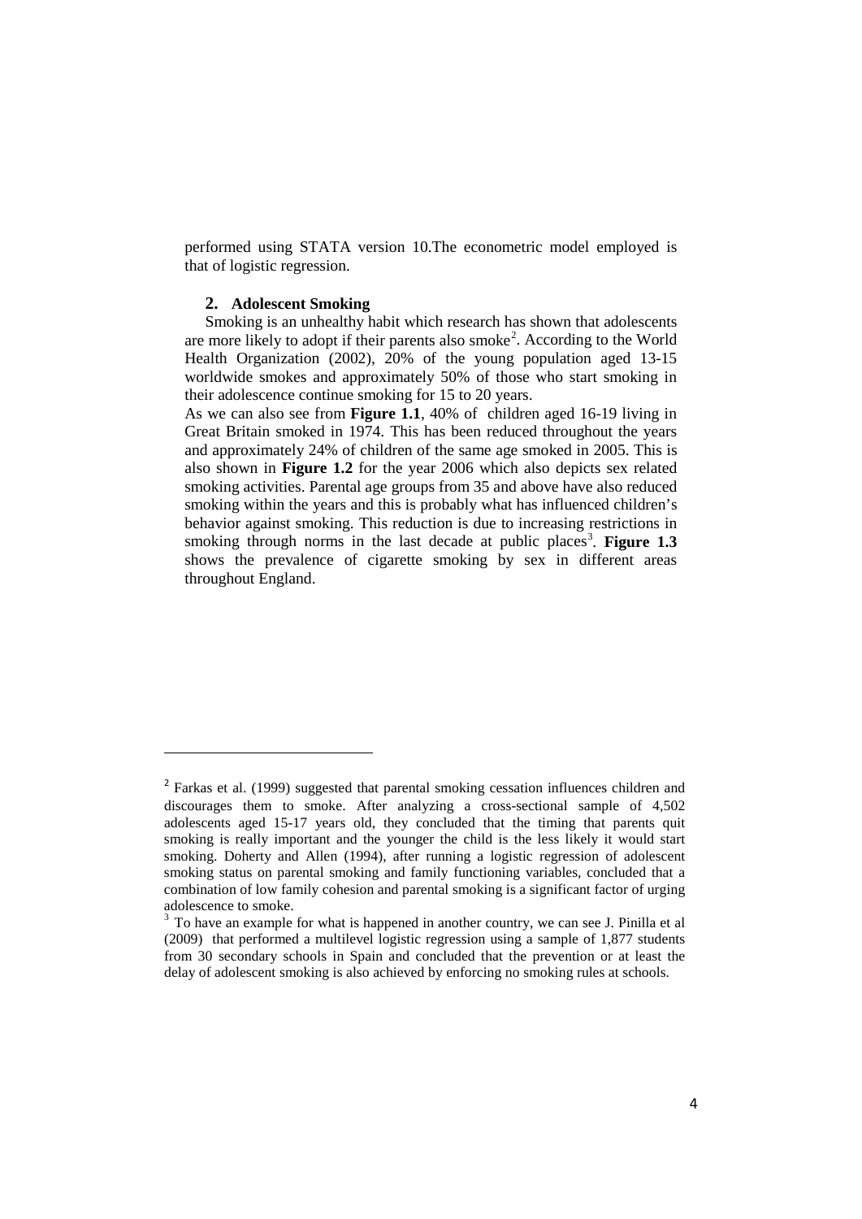performed using STATA version 10.The econometric model employed is that of logistic regression.

## 2. Adolescent Smoking

Smoking is an unhealthy habit which research has shown that adolescents are more likely to adopt if their parents also smoke[2]. According to the World Health Organization (2002), 20% of the young population aged 13-15 worldwide smokes and approximately 50% of those who start smoking in their adolescence continue smoking for 15 to 20 years.

As we can also see from **Figure 1.1**, 40% of children aged 16-19 living in Great Britain smoked in 1974. This has been reduced throughout the years and approximately 24% of children of the same age smoked in 2005. This is also shown in **Figure 1.2** for the year 2006 which also depicts sex related smoking activities. Parental age groups from 35 and above have also reduced smoking within the years and this is probably what has influenced children's behavior against smoking. This reduction is due to increasing restrictions in smoking through norms in the last decade at public places[3]. **Figure 1.3** shows the prevalence of cigarette smoking by sex in different areas throughout England.

---

[2] Farkas et al. (1999) suggested that parental smoking cessation influences children and discourages them to smoke. After analyzing a cross-sectional sample of 4,502 adolescents aged 15-17 years old, they concluded that the timing that parents quit smoking is really important and the younger the child is the less likely it would start smoking. Doherty and Allen (1994), after running a logistic regression of adolescent smoking status on parental smoking and family functioning variables, concluded that a combination of low family cohesion and parental smoking is a significant factor of urging adolescence to smoke.

[3] To have an example for what is happened in another country, we can see J. Pinilla et al (2009) that performed a multilevel logistic regression using a sample of 1,877 students from 30 secondary schools in Spain and concluded that the prevention or at least the delay of adolescent smoking is also achieved by enforcing no smoking rules at schools.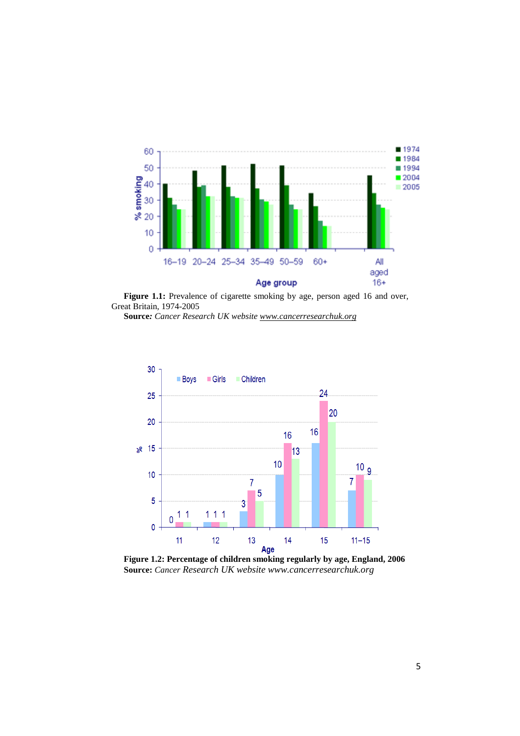**Figure 1.1:** Prevalence of cigarette smoking by age, person aged 16 and over, Great Britain, 1974-2005

**Source:** *Cancer Research UK website www.cancerresearchuk.org*

**Figure 1.2: Percentage of children smoking regularly by age, England, 2006**

**Source:** *Cancer Research UK website www.cancerresearchuk.org*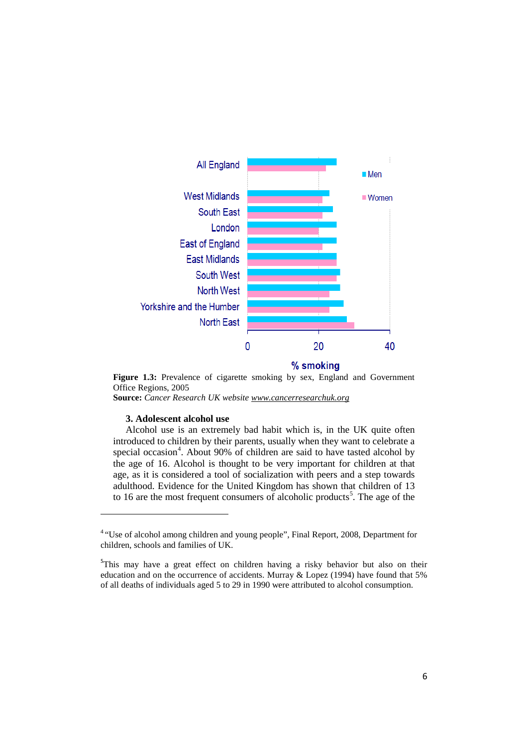**Figure 1.3:** Prevalence of cigarette smoking by sex, England and Government Office Regions, 2005
**Source:** *Cancer Research UK website* www.cancerresearchuk.org

### 3. Adolescent alcohol use

Alcohol use is an extremely bad habit which is, in the UK quite often introduced to children by their parents, usually when they want to celebrate a special occasion[4]. About 90% of children are said to have tasted alcohol by the age of 16. Alcohol is thought to be very important for children at that age, as it is considered a tool of socialization with peers and a step towards adulthood. Evidence for the United Kingdom has shown that children of 13 to 16 are the most frequent consumers of alcoholic products[5]. The age of the

---

[4] "Use of alcohol among children and young people", Final Report, 2008, Department for children, schools and families of UK.

[5] This may have a great effect on children having a risky behavior but also on their education and on the occurrence of accidents. Murray & Lopez (1994) have found that 5% of all deaths of individuals aged 5 to 29 in 1990 were attributed to alcohol consumption.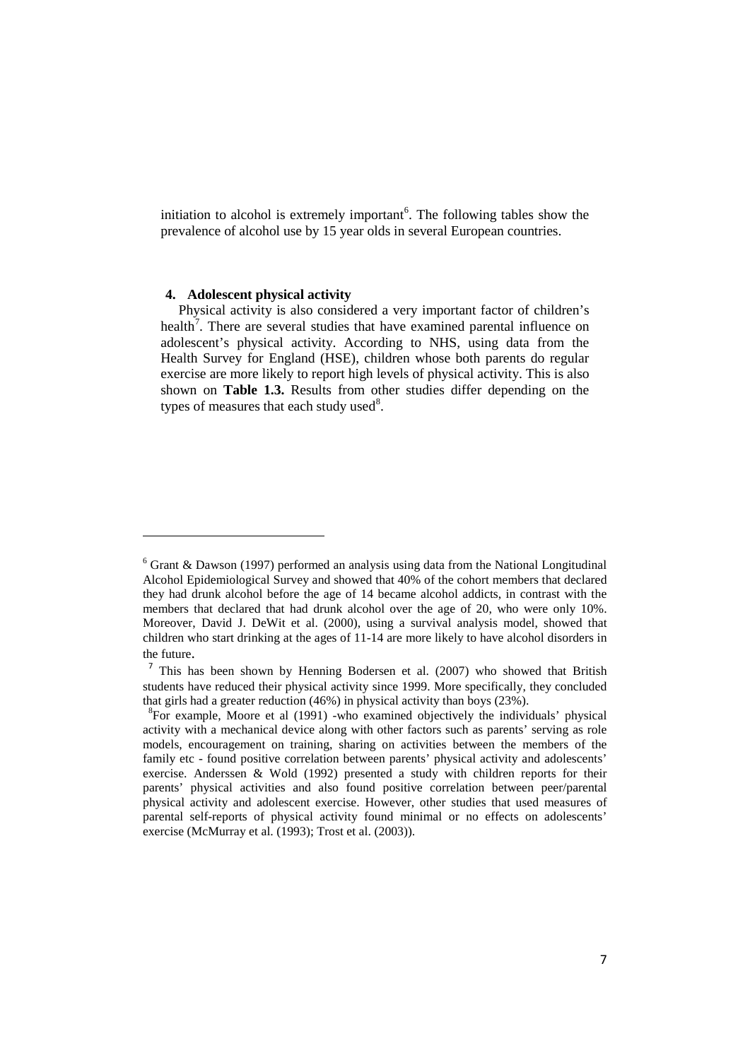initiation to alcohol is extremely important[6]. The following tables show the prevalence of alcohol use by 15 year olds in several European countries.

### 4. Adolescent physical activity

Physical activity is also considered a very important factor of children's health[7]. There are several studies that have examined parental influence on adolescent's physical activity. According to NHS, using data from the Health Survey for England (HSE), children whose both parents do regular exercise are more likely to report high levels of physical activity. This is also shown on **Table 1.3.** Results from other studies differ depending on the types of measures that each study used[8].

---

[6] Grant & Dawson (1997) performed an analysis using data from the National Longitudinal Alcohol Epidemiological Survey and showed that 40% of the cohort members that declared they had drunk alcohol before the age of 14 became alcohol addicts, in contrast with the members that declared that had drunk alcohol over the age of 20, who were only 10%. Moreover, David J. DeWit et al. (2000), using a survival analysis model, showed that children who start drinking at the ages of 11-14 are more likely to have alcohol disorders in the future.

[7] This has been shown by Henning Bodersen et al. (2007) who showed that British students have reduced their physical activity since 1999. More specifically, they concluded that girls had a greater reduction (46%) in physical activity than boys (23%).

[8] For example, Moore et al (1991) -who examined objectively the individuals' physical activity with a mechanical device along with other factors such as parents' serving as role models, encouragement on training, sharing on activities between the members of the family etc - found positive correlation between parents' physical activity and adolescents' exercise. Anderssen & Wold (1992) presented a study with children reports for their parents' physical activities and also found positive correlation between peer/parental physical activity and adolescent exercise. However, other studies that used measures of parental self-reports of physical activity found minimal or no effects on adolescents' exercise (McMurray et al. (1993); Trost et al. (2003)).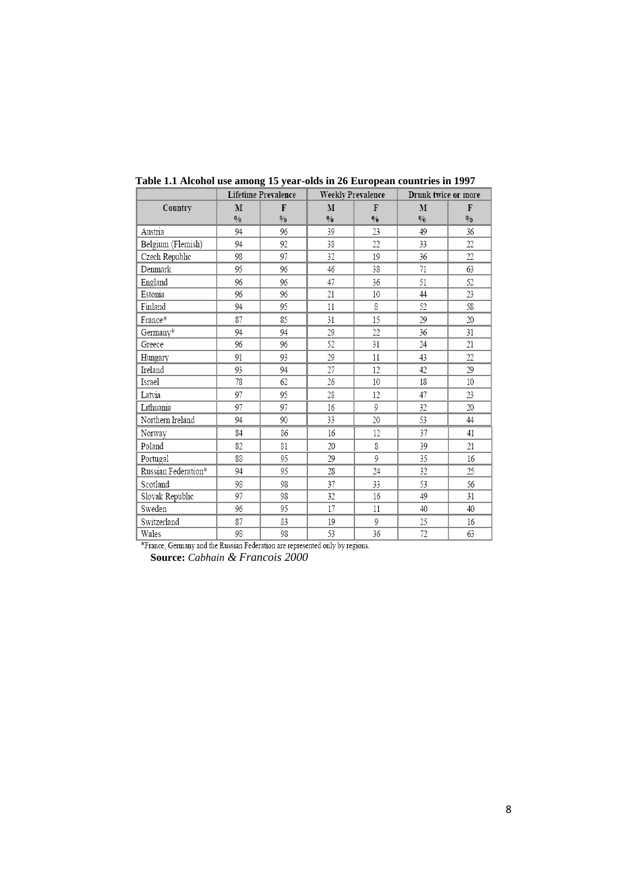**Table 1.1 Alcohol use among 15 year-olds in 26 European countries in 1997**

| Country | Lifetime Prevalence | | Weekly Prevalence | | Drunk twice or more | |
|---|---|---|---|---|---|---|
| | M % | F % | M % | F % | M % | F % |
| Austria | 94 | 96 | 39 | 23 | 49 | 36 |
| Belgium (Flemish) | 94 | 92 | 38 | 22 | 33 | 22 |
| Czech Republic | 98 | 97 | 32 | 19 | 36 | 22 |
| Denmark | 95 | 96 | 46 | 38 | 71 | 63 |
| England | 96 | 96 | 47 | 36 | 51 | 52 |
| Estonia | 96 | 96 | 21 | 10 | 44 | 23 |
| Finland | 94 | 95 | 11 | 8 | 52 | 58 |
| France* | 87 | 85 | 31 | 15 | 29 | 20 |
| Germany* | 94 | 94 | 29 | 22 | 36 | 31 |
| Greece | 96 | 96 | 52 | 31 | 24 | 21 |
| Hungary | 91 | 93 | 29 | 11 | 43 | 22 |
| Ireland | 93 | 94 | 27 | 12 | 42 | 29 |
| Israel | 78 | 62 | 26 | 10 | 18 | 10 |
| Latvia | 97 | 95 | 28 | 12 | 47 | 23 |
| Lithuania | 97 | 97 | 16 | 9 | 32 | 20 |
| Northern Ireland | 94 | 90 | 33 | 20 | 53 | 44 |
| Norway | 84 | 86 | 16 | 12 | 37 | 41 |
| Poland | 82 | 81 | 20 | 8 | 39 | 21 |
| Portugal | 88 | 95 | 29 | 9 | 35 | 16 |
| Russian Federation* | 94 | 95 | 28 | 24 | 32 | 25 |
| Scotland | 98 | 98 | 37 | 33 | 53 | 56 |
| Slovak Republic | 97 | 98 | 32 | 16 | 49 | 31 |
| Sweden | 96 | 95 | 17 | 11 | 40 | 40 |
| Switzerland | 87 | 83 | 19 | 9 | 25 | 16 |
| Wales | 98 | 98 | 53 | 36 | 72 | 63 |

*France, Germany and the Russian Federation are represented only by regions.

**Source:** *Cabhain & Francois 2000*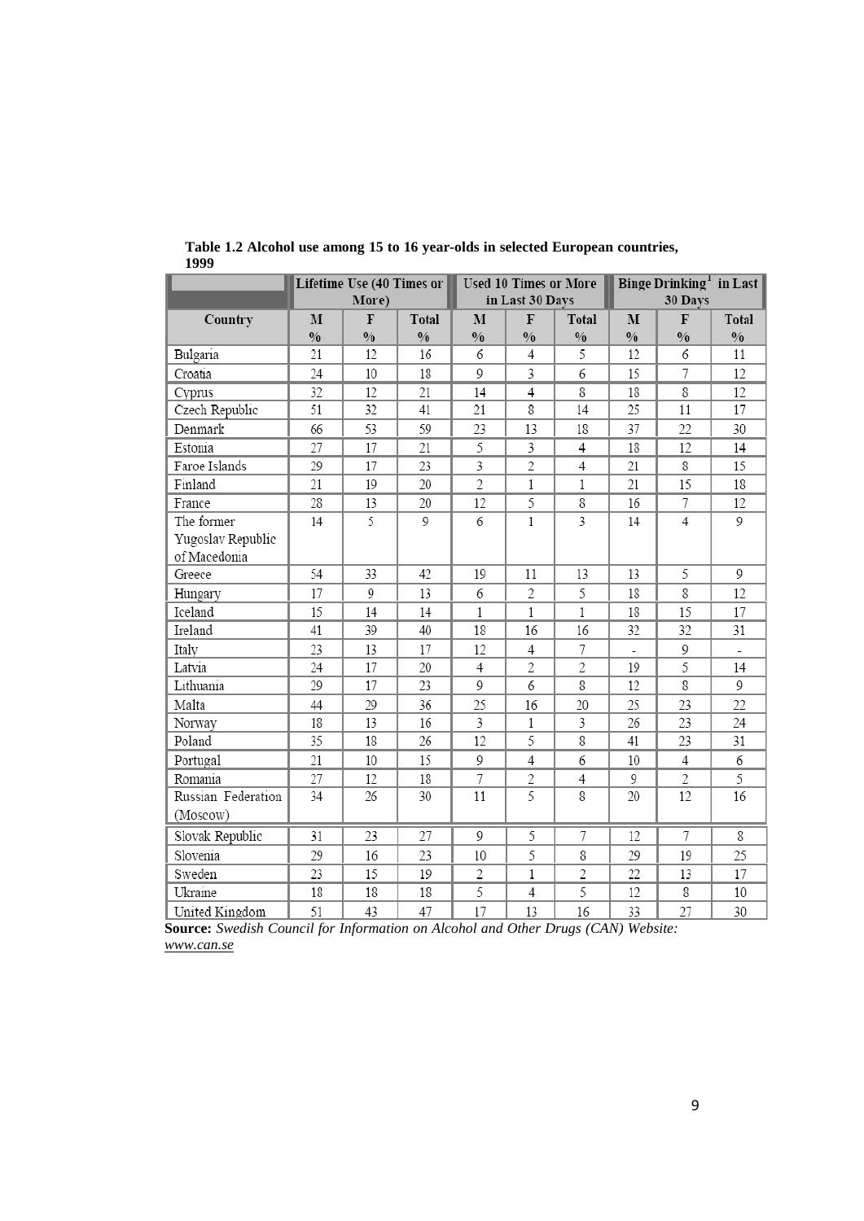**Table 1.2 Alcohol use among 15 to 16 year-olds in selected European countries, 1999**

| | Lifetime Use (40 Times or More) | | | Used 10 Times or More in Last 30 Days | | | Binge Drinking[1] in Last 30 Days | | |
|---|---|---|---|---|---|---|---|---|---|
| Country | M % | F % | Total % | M % | F % | Total % | M % | F % | Total % |
| Bulgaria | 21 | 12 | 16 | 6 | 4 | 5 | 12 | 6 | 11 |
| Croatia | 24 | 10 | 18 | 9 | 3 | 6 | 15 | 7 | 12 |
| Cyprus | 32 | 12 | 21 | 14 | 4 | 8 | 18 | 8 | 12 |
| Czech Republic | 51 | 32 | 41 | 21 | 8 | 14 | 25 | 11 | 17 |
| Denmark | 66 | 53 | 59 | 23 | 13 | 18 | 37 | 22 | 30 |
| Estonia | 27 | 17 | 21 | 5 | 3 | 4 | 18 | 12 | 14 |
| Faroe Islands | 29 | 17 | 23 | 3 | 2 | 4 | 21 | 8 | 15 |
| Finland | 21 | 19 | 20 | 2 | 1 | 1 | 21 | 15 | 18 |
| France | 28 | 13 | 20 | 12 | 5 | 8 | 16 | 7 | 12 |
| The former Yugoslav Republic of Macedonia | 14 | 5 | 9 | 6 | 1 | 3 | 14 | 4 | 9 |
| Greece | 54 | 33 | 42 | 19 | 11 | 13 | 13 | 5 | 9 |
| Hungary | 17 | 9 | 13 | 6 | 2 | 5 | 18 | 8 | 12 |
| Iceland | 15 | 14 | 14 | 1 | 1 | 1 | 18 | 15 | 17 |
| Ireland | 41 | 39 | 40 | 18 | 16 | 16 | 32 | 32 | 31 |
| Italy | 23 | 13 | 17 | 12 | 4 | 7 | - | 9 | - |
| Latvia | 24 | 17 | 20 | 4 | 2 | 2 | 19 | 5 | 14 |
| Lithuania | 29 | 17 | 23 | 9 | 6 | 8 | 12 | 8 | 9 |
| Malta | 44 | 29 | 36 | 25 | 16 | 20 | 25 | 23 | 22 |
| Norway | 18 | 13 | 16 | 3 | 1 | 3 | 26 | 23 | 24 |
| Poland | 35 | 18 | 26 | 12 | 5 | 8 | 41 | 23 | 31 |
| Portugal | 21 | 10 | 15 | 9 | 4 | 6 | 10 | 4 | 6 |
| Romania | 27 | 12 | 18 | 7 | 2 | 4 | 9 | 2 | 5 |
| Russian Federation (Moscow) | 34 | 26 | 30 | 11 | 5 | 8 | 20 | 12 | 16 |
| Slovak Republic | 31 | 23 | 27 | 9 | 5 | 7 | 12 | 7 | 8 |
| Slovenia | 29 | 16 | 23 | 10 | 5 | 8 | 29 | 19 | 25 |
| Sweden | 23 | 15 | 19 | 2 | 1 | 2 | 22 | 13 | 17 |
| Ukraine | 18 | 18 | 18 | 5 | 4 | 5 | 12 | 8 | 10 |
| United Kingdom | 51 | 43 | 47 | 17 | 13 | 16 | 33 | 27 | 30 |

**Source:** *Swedish Council for Information on Alcohol and Other Drugs (CAN) Website: www.can.se*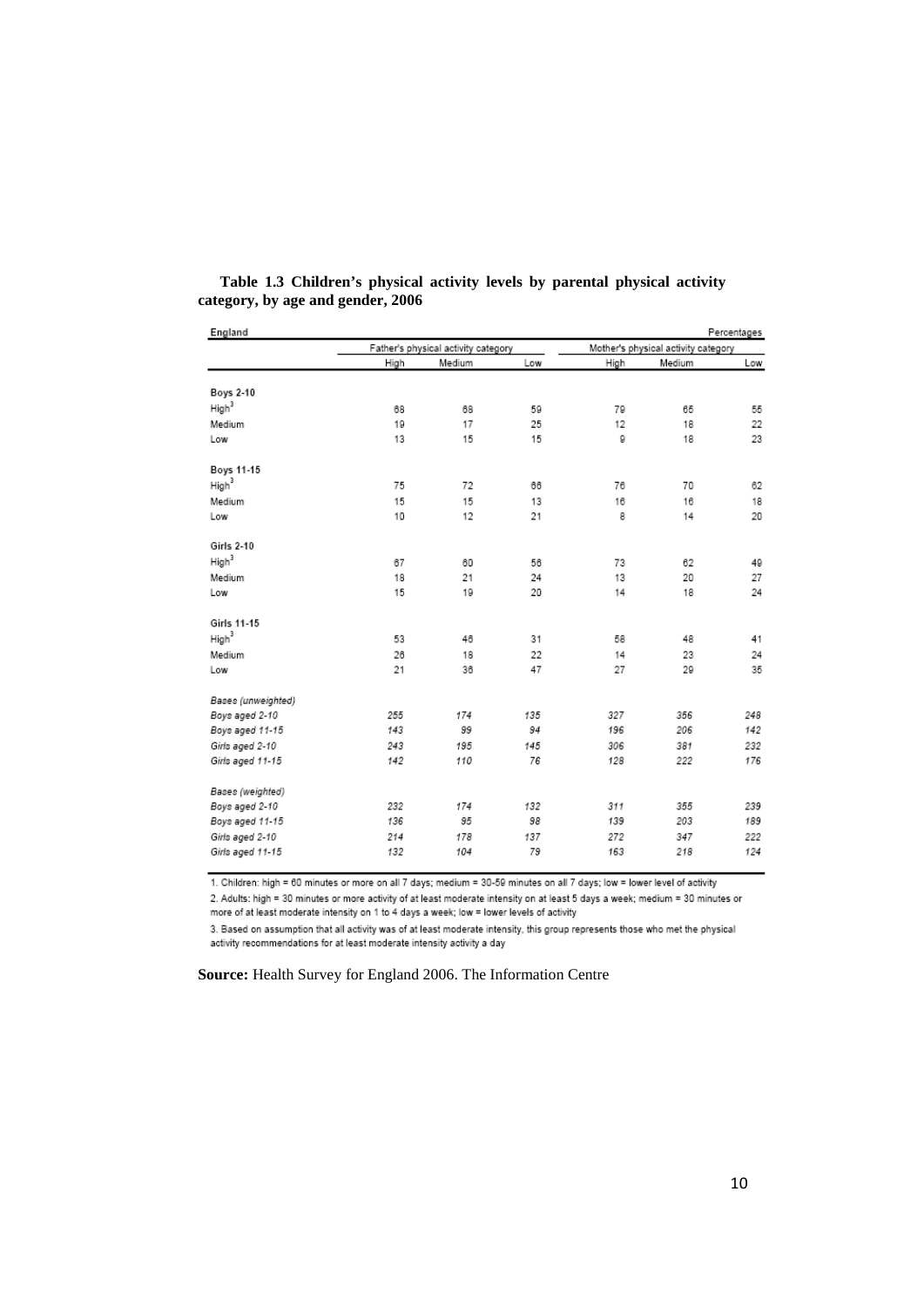**Table 1.3 Children's physical activity levels by parental physical activity category, by age and gender, 2006**

| England | Father's physical activity category | | | Mother's physical activity category | | Percentages |
|---|---|---|---|---|---|---|
| | High | Medium | Low | High | Medium | Low |
| **Boys 2-10** | | | | | | |
| High[3] | 68 | 68 | 59 | 79 | 65 | 55 |
| Medium | 19 | 17 | 25 | 12 | 18 | 22 |
| Low | 13 | 15 | 15 | 9 | 18 | 23 |
| **Boys 11-15** | | | | | | |
| High[3] | 75 | 72 | 66 | 76 | 70 | 62 |
| Medium | 15 | 15 | 13 | 16 | 16 | 18 |
| Low | 10 | 12 | 21 | 8 | 14 | 20 |
| **Girls 2-10** | | | | | | |
| High[3] | 67 | 60 | 56 | 73 | 62 | 49 |
| Medium | 18 | 21 | 24 | 13 | 20 | 27 |
| Low | 15 | 19 | 20 | 14 | 18 | 24 |
| **Girls 11-15** | | | | | | |
| High[3] | 53 | 46 | 31 | 58 | 48 | 41 |
| Medium | 26 | 18 | 22 | 14 | 23 | 24 |
| Low | 21 | 36 | 47 | 27 | 29 | 35 |
| *Bases (unweighted)* | | | | | | |
| *Boys aged 2-10* | *255* | *174* | *135* | *327* | *356* | *248* |
| *Boys aged 11-15* | *143* | *99* | *94* | *196* | *206* | *142* |
| *Girls aged 2-10* | *243* | *195* | *145* | *306* | *381* | *232* |
| *Girls aged 11-15* | *142* | *110* | *76* | *128* | *222* | *176* |
| *Bases (weighted)* | | | | | | |
| *Boys aged 2-10* | *232* | *174* | *132* | *311* | *355* | *239* |
| *Boys aged 11-15* | *136* | *95* | *98* | *139* | *203* | *189* |
| *Girls aged 2-10* | *214* | *178* | *137* | *272* | *347* | *222* |
| *Girls aged 11-15* | *132* | *104* | *79* | *163* | *218* | *124* |

1. Children: high = 60 minutes or more on all 7 days; medium = 30-59 minutes on all 7 days; low = lower level of activity

2. Adults: high = 30 minutes or more activity of at least moderate intensity on at least 5 days a week; medium = 30 minutes or more of at least moderate intensity on 1 to 4 days a week; low = lower levels of activity

3. Based on assumption that all activity was of at least moderate intensity, this group represents those who met the physical activity recommendations for at least moderate intensity activity a day

**Source:** Health Survey for England 2006. The Information Centre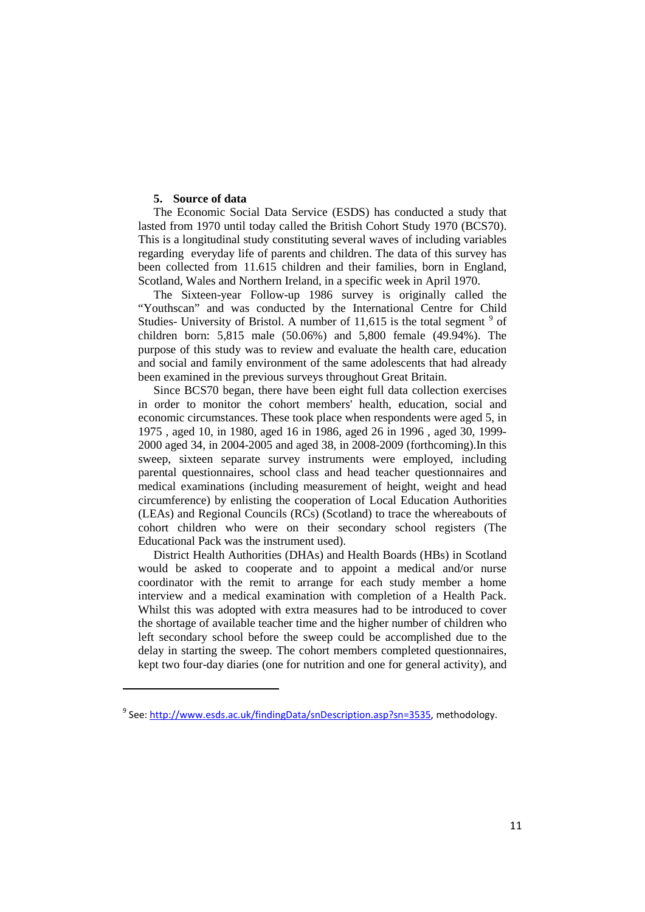## 5. Source of data

The Economic Social Data Service (ESDS) has conducted a study that lasted from 1970 until today called the British Cohort Study 1970 (BCS70). This is a longitudinal study constituting several waves of including variables regarding everyday life of parents and children. The data of this survey has been collected from 11.615 children and their families, born in England, Scotland, Wales and Northern Ireland, in a specific week in April 1970.

The Sixteen-year Follow-up 1986 survey is originally called the "Youthscan" and was conducted by the International Centre for Child Studies- University of Bristol. A number of 11,615 is the total segment [9] of children born: 5,815 male (50.06%) and 5,800 female (49.94%). The purpose of this study was to review and evaluate the health care, education and social and family environment of the same adolescents that had already been examined in the previous surveys throughout Great Britain.

Since BCS70 began, there have been eight full data collection exercises in order to monitor the cohort members' health, education, social and economic circumstances. These took place when respondents were aged 5, in 1975 , aged 10, in 1980, aged 16 in 1986, aged 26 in 1996 , aged 30, 1999-2000 aged 34, in 2004-2005 and aged 38, in 2008-2009 (forthcoming).In this sweep, sixteen separate survey instruments were employed, including parental questionnaires, school class and head teacher questionnaires and medical examinations (including measurement of height, weight and head circumference) by enlisting the cooperation of Local Education Authorities (LEAs) and Regional Councils (RCs) (Scotland) to trace the whereabouts of cohort children who were on their secondary school registers (The Educational Pack was the instrument used).

District Health Authorities (DHAs) and Health Boards (HBs) in Scotland would be asked to cooperate and to appoint a medical and/or nurse coordinator with the remit to arrange for each study member a home interview and a medical examination with completion of a Health Pack. Whilst this was adopted with extra measures had to be introduced to cover the shortage of available teacher time and the higher number of children who left secondary school before the sweep could be accomplished due to the delay in starting the sweep. The cohort members completed questionnaires, kept two four-day diaries (one for nutrition and one for general activity), and

---

[9] See: http://www.esds.ac.uk/findingData/snDescription.asp?sn=3535, methodology.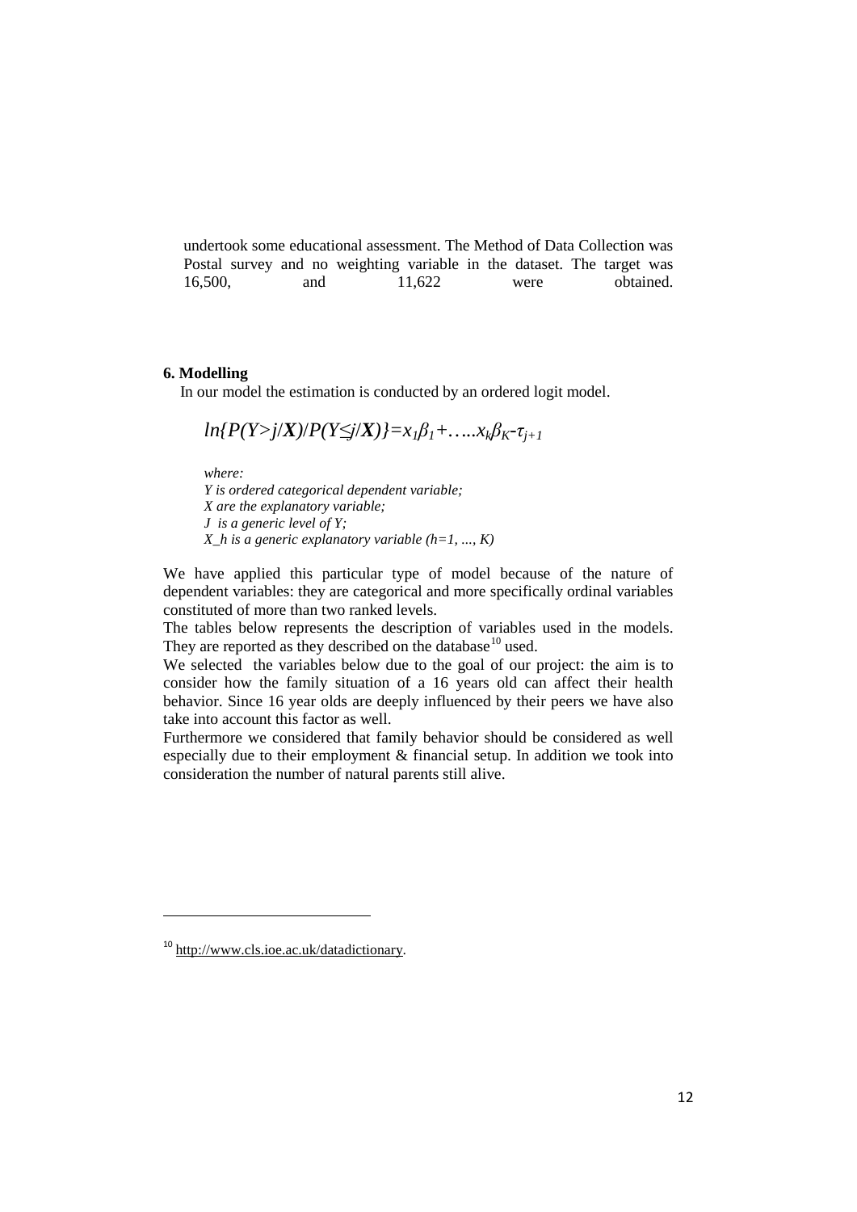undertook some educational assessment. The Method of Data Collection was Postal survey and no weighting variable in the dataset. The target was 16,500, and 11,622 were obtained.

## 6. Modelling

In our model the estimation is conducted by an ordered logit model.

$$ln\{P(Y>j/\boldsymbol{X})/P(Y\leq j/\boldsymbol{X})\}=x_1\beta_1+\ldots x_k\beta_K-\tau_{j+1}$$

*where:*
*Y is ordered categorical dependent variable;*
*X are the explanatory variable;*
*J is a generic level of Y;*
*X_h is a generic explanatory variable (h=1, ..., K)*

We have applied this particular type of model because of the nature of dependent variables: they are categorical and more specifically ordinal variables constituted of more than two ranked levels.

The tables below represents the description of variables used in the models. They are reported as they described on the database[10] used.

We selected the variables below due to the goal of our project: the aim is to consider how the family situation of a 16 years old can affect their health behavior. Since 16 year olds are deeply influenced by their peers we have also take into account this factor as well.

Furthermore we considered that family behavior should be considered as well especially due to their employment & financial setup. In addition we took into consideration the number of natural parents still alive.

[10] http://www.cls.ioe.ac.uk/datadictionary.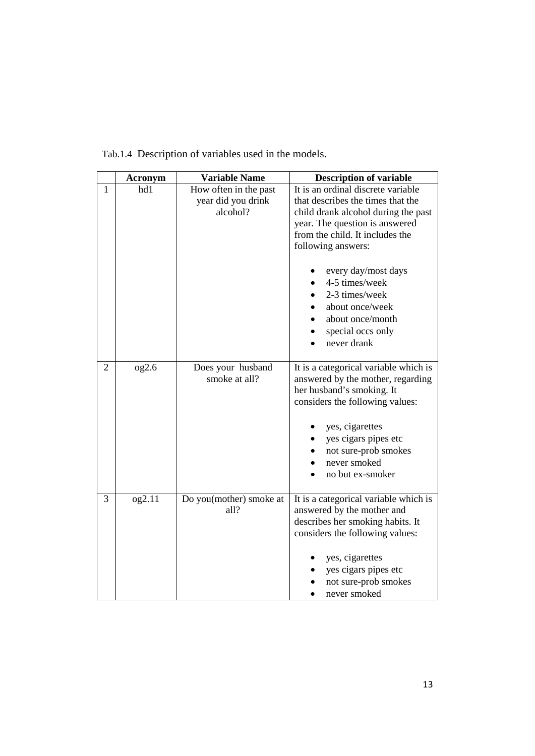Tab.1.4 Description of variables used in the models.

| | Acronym | Variable Name | Description of variable |
|---|---|---|---|
| 1 | hd1 | How often in the past year did you drink alcohol? | It is an ordinal discrete variable that describes the times that the child drank alcohol during the past year. The question is answered from the child. It includes the following answers: <br>• every day/most days <br>• 4-5 times/week <br>• 2-3 times/week <br>• about once/week <br>• about once/month <br>• special occs only <br>• never drank |
| 2 | og2.6 | Does your husband smoke at all? | It is a categorical variable which is answered by the mother, regarding her husband's smoking. It considers the following values: <br>• yes, cigarettes <br>• yes cigars pipes etc <br>• not sure-prob smokes <br>• never smoked <br>• no but ex-smoker |
| 3 | og2.11 | Do you(mother) smoke at all? | It is a categorical variable which is answered by the mother and describes her smoking habits. It considers the following values: <br>• yes, cigarettes <br>• yes cigars pipes etc <br>• not sure-prob smokes <br>• never smoked |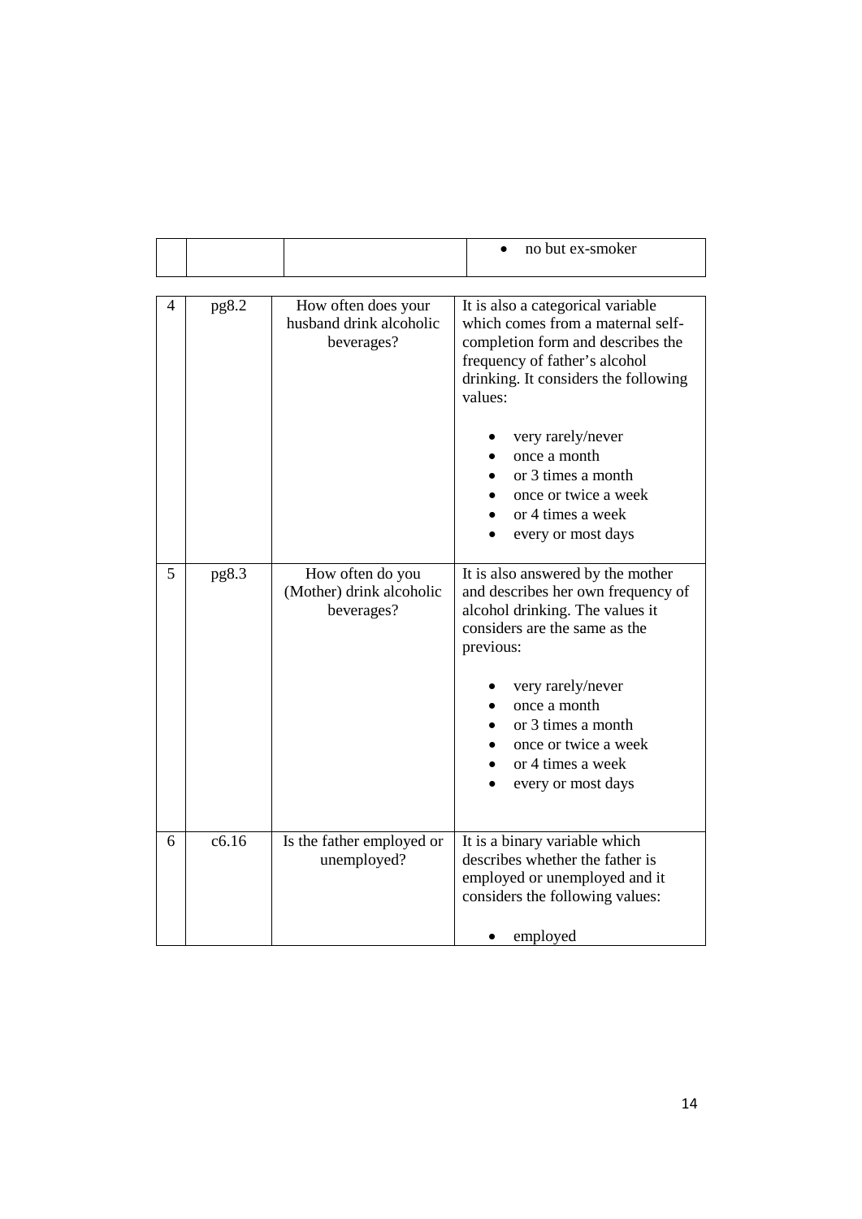| | | | • no but ex-smoker |
|---|---|---|---|

| | | | |
|---|---|---|---|
| 4 | pg8.2 | How often does your husband drink alcoholic beverages? | It is also a categorical variable which comes from a maternal self-completion form and describes the frequency of father's alcohol drinking. It considers the following values:<br><br>• very rarely/never<br>• once a month<br>• or 3 times a month<br>• once or twice a week<br>• or 4 times a week<br>• every or most days |
| 5 | pg8.3 | How often do you (Mother) drink alcoholic beverages? | It is also answered by the mother and describes her own frequency of alcohol drinking. The values it considers are the same as the previous:<br><br>• very rarely/never<br>• once a month<br>• or 3 times a month<br>• once or twice a week<br>• or 4 times a week<br>• every or most days |
| 6 | c6.16 | Is the father employed or unemployed? | It is a binary variable which describes whether the father is employed or unemployed and it considers the following values:<br><br>• employed |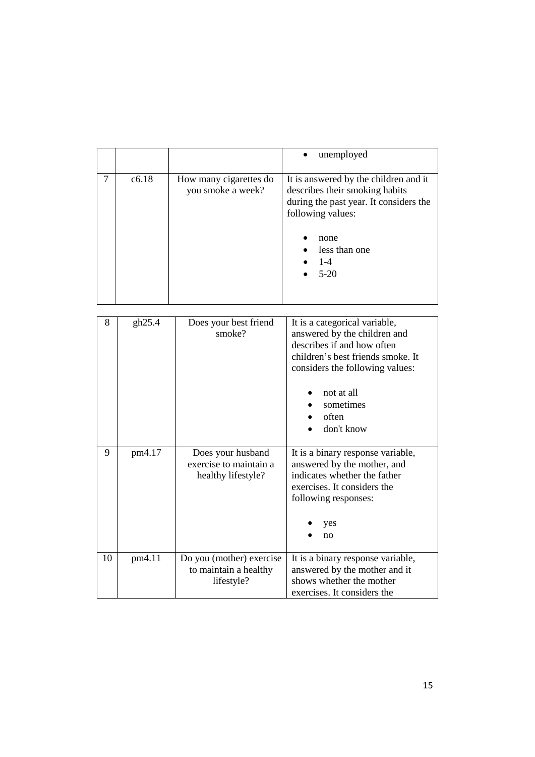|  |  |  | • unemployed |
| --- | --- | --- | --- |
| 7 | c6.18 | How many cigarettes do you smoke a week? | It is answered by the children and it describes their smoking habits during the past year. It considers the following values: <br>• none <br>• less than one <br>• 1-4 <br>• 5-20 |
| 8 | gh25.4 | Does your best friend smoke? | It is a categorical variable, answered by the children and describes if and how often children's best friends smoke. It considers the following values: <br>• not at all <br>• sometimes <br>• often <br>• don't know |
| 9 | pm4.17 | Does your husband exercise to maintain a healthy lifestyle? | It is a binary response variable, answered by the mother, and indicates whether the father exercises. It considers the following responses: <br>• yes <br>• no |
| 10 | pm4.11 | Do you (mother) exercise to maintain a healthy lifestyle? | It is a binary response variable, answered by the mother and it shows whether the mother exercises. It considers the |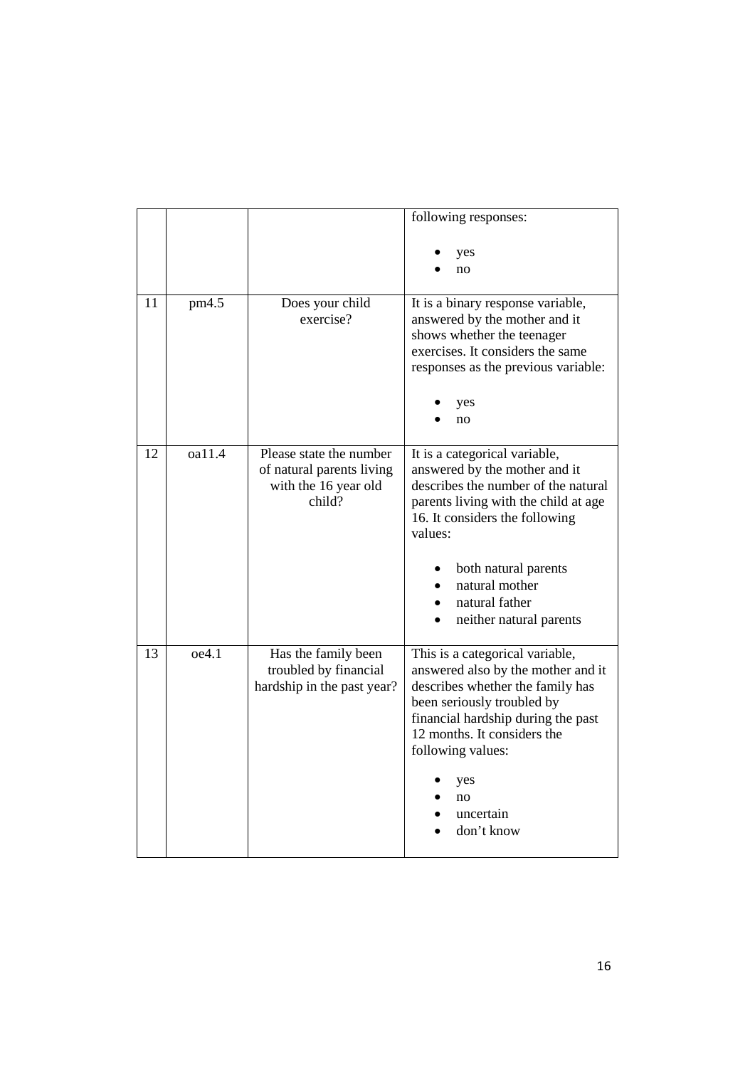| | | | |
|---|---|---|---|
| | | | following responses:<br><br>• yes<br>• no |
| 11 | pm4.5 | Does your child exercise? | It is a binary response variable, answered by the mother and it shows whether the teenager exercises. It considers the same responses as the previous variable:<br><br>• yes<br>• no |
| 12 | oa11.4 | Please state the number of natural parents living with the 16 year old child? | It is a categorical variable, answered by the mother and it describes the number of the natural parents living with the child at age 16. It considers the following values:<br><br>• both natural parents<br>• natural mother<br>• natural father<br>• neither natural parents |
| 13 | oe4.1 | Has the family been troubled by financial hardship in the past year? | This is a categorical variable, answered also by the mother and it describes whether the family has been seriously troubled by financial hardship during the past 12 months. It considers the following values:<br><br>• yes<br>• no<br>• uncertain<br>• don't know |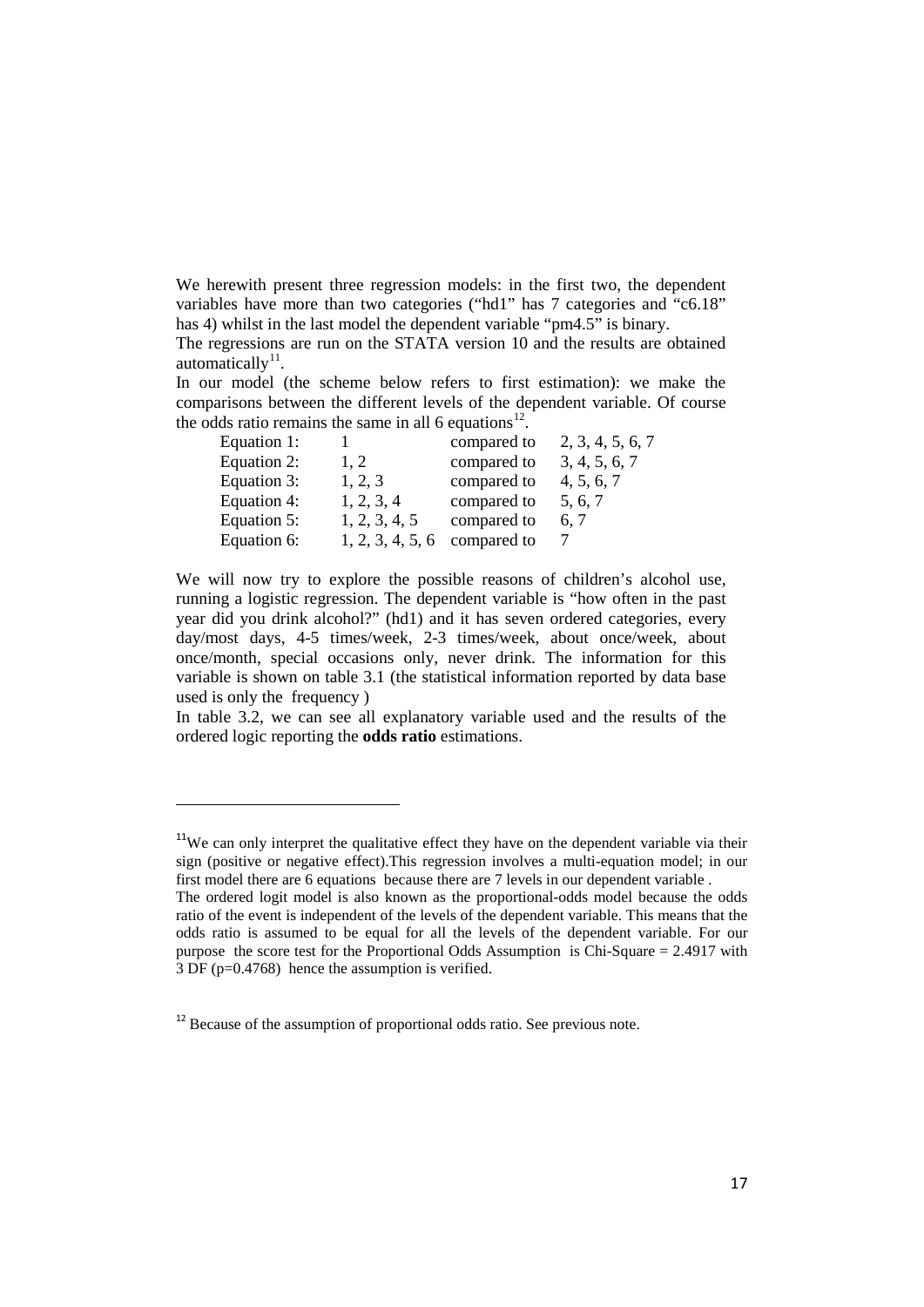We herewith present three regression models: in the first two, the dependent variables have more than two categories ("hd1" has 7 categories and "c6.18" has 4) whilst in the last model the dependent variable "pm4.5" is binary.

The regressions are run on the STATA version 10 and the results are obtained automatically[11].

In our model (the scheme below refers to first estimation): we make the comparisons between the different levels of the dependent variable. Of course the odds ratio remains the same in all 6 equations[12].

| | | | |
|---|---|---|---|
| Equation 1: | 1 | compared to | 2, 3, 4, 5, 6, 7 |
| Equation 2: | 1, 2 | compared to | 3, 4, 5, 6, 7 |
| Equation 3: | 1, 2, 3 | compared to | 4, 5, 6, 7 |
| Equation 4: | 1, 2, 3, 4 | compared to | 5, 6, 7 |
| Equation 5: | 1, 2, 3, 4, 5 | compared to | 6, 7 |
| Equation 6: | 1, 2, 3, 4, 5, 6 | compared to | 7 |

We will now try to explore the possible reasons of children's alcohol use, running a logistic regression. The dependent variable is "how often in the past year did you drink alcohol?" (hd1) and it has seven ordered categories, every day/most days, 4-5 times/week, 2-3 times/week, about once/week, about once/month, special occasions only, never drink. The information for this variable is shown on table 3.1 (the statistical information reported by data base used is only the frequency )

In table 3.2, we can see all explanatory variable used and the results of the ordered logic reporting the **odds ratio** estimations.

---

[11]We can only interpret the qualitative effect they have on the dependent variable via their sign (positive or negative effect).This regression involves a multi-equation model; in our first model there are 6 equations because there are 7 levels in our dependent variable .
The ordered logit model is also known as the proportional-odds model because the odds ratio of the event is independent of the levels of the dependent variable. This means that the odds ratio is assumed to be equal for all the levels of the dependent variable. For our purpose the score test for the Proportional Odds Assumption is Chi-Square = 2.4917 with 3 DF (p=0.4768) hence the assumption is verified.

[12] Because of the assumption of proportional odds ratio. See previous note.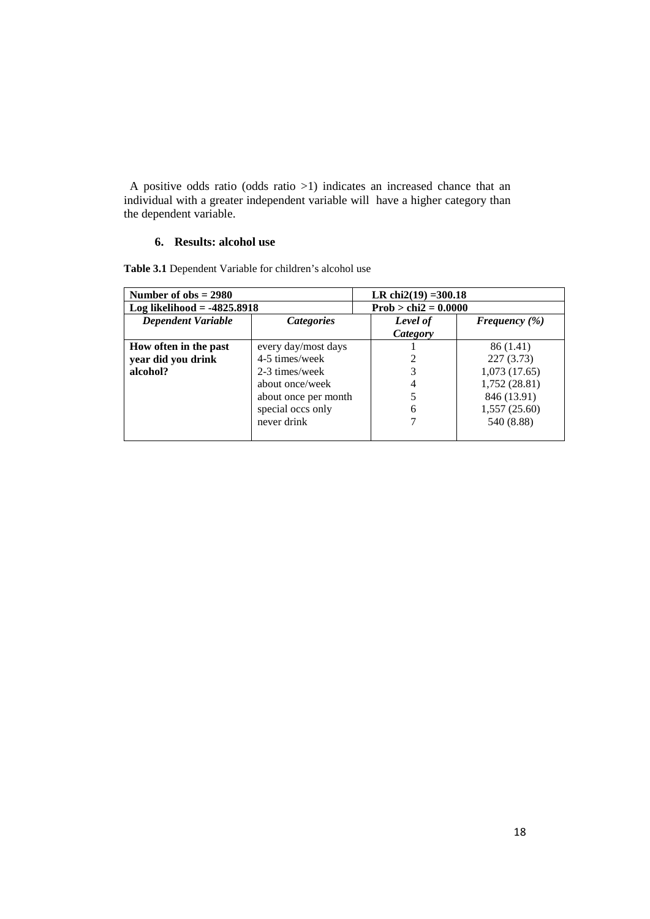A positive odds ratio (odds ratio >1) indicates an increased chance that an individual with a greater independent variable will have a higher category than the dependent variable.

## 6. Results: alcohol use

**Table 3.1** Dependent Variable for children's alcohol use

| **Number of obs = 2980** | | **LR chi2(19) =300.18** | |
|---|---|---|---|
| **Log likelihood = -4825.8918** | | **Prob > chi2 = 0.0000** | |
| ***Dependent Variable*** | ***Categories*** | ***Level of Category*** | ***Frequency (%)*** |
| **How often in the past year did you drink alcohol?** | every day/most days | 1 | 86 (1.41) |
| | 4-5 times/week | 2 | 227 (3.73) |
| | 2-3 times/week | 3 | 1,073 (17.65) |
| | about once/week | 4 | 1,752 (28.81) |
| | about once per month | 5 | 846 (13.91) |
| | special occs only | 6 | 1,557 (25.60) |
| | never drink | 7 | 540 (8.88) |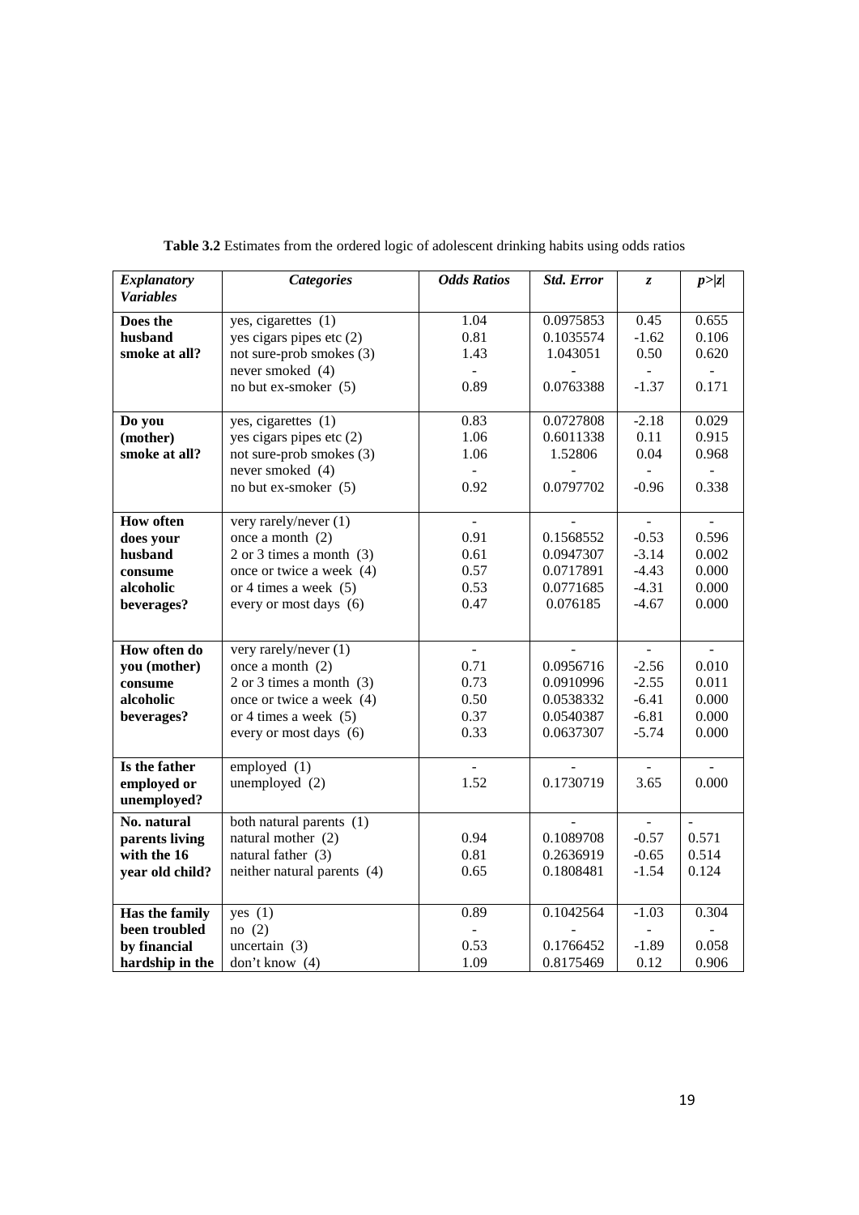**Table 3.2** Estimates from the ordered logic of adolescent drinking habits using odds ratios

| *Explanatory Variables* | *Categories* | *Odds Ratios* | *Std. Error* | *z* | *p>\|z\|* |
|---|---|---|---|---|---|
| **Does the husband smoke at all?** | yes, cigarettes (1) | 1.04 | 0.0975853 | 0.45 | 0.655 |
| | yes cigars pipes etc (2) | 0.81 | 0.1035574 | -1.62 | 0.106 |
| | not sure-prob smokes (3) | 1.43 | 1.043051 | 0.50 | 0.620 |
| | never smoked (4) | - | - | - | - |
| | no but ex-smoker (5) | 0.89 | 0.0763388 | -1.37 | 0.171 |
| **Do you (mother) smoke at all?** | yes, cigarettes (1) | 0.83 | 0.0727808 | -2.18 | 0.029 |
| | yes cigars pipes etc (2) | 1.06 | 0.6011338 | 0.11 | 0.915 |
| | not sure-prob smokes (3) | 1.06 | 1.52806 | 0.04 | 0.968 |
| | never smoked (4) | - | - | - | - |
| | no but ex-smoker (5) | 0.92 | 0.0797702 | -0.96 | 0.338 |
| **How often does your husband consume alcoholic beverages?** | very rarely/never (1) | - | - | - | - |
| | once a month (2) | 0.91 | 0.1568552 | -0.53 | 0.596 |
| | 2 or 3 times a month (3) | 0.61 | 0.0947307 | -3.14 | 0.002 |
| | once or twice a week (4) | 0.57 | 0.0717891 | -4.43 | 0.000 |
| | or 4 times a week (5) | 0.53 | 0.0771685 | -4.31 | 0.000 |
| | every or most days (6) | 0.47 | 0.076185 | -4.67 | 0.000 |
| **How often do you (mother) consume alcoholic beverages?** | very rarely/never (1) | - | - | - | - |
| | once a month (2) | 0.71 | 0.0956716 | -2.56 | 0.010 |
| | 2 or 3 times a month (3) | 0.73 | 0.0910996 | -2.55 | 0.011 |
| | once or twice a week (4) | 0.50 | 0.0538332 | -6.41 | 0.000 |
| | or 4 times a week (5) | 0.37 | 0.0540387 | -6.81 | 0.000 |
| | every or most days (6) | 0.33 | 0.0637307 | -5.74 | 0.000 |
| **Is the father employed or unemployed?** | employed (1) | - | - | - | - |
| | unemployed (2) | 1.52 | 0.1730719 | 3.65 | 0.000 |
| **No. natural parents living with the 16 year old child?** | both natural parents (1) | | - | - | - |
| | natural mother (2) | 0.94 | 0.1089708 | -0.57 | 0.571 |
| | natural father (3) | 0.81 | 0.2636919 | -0.65 | 0.514 |
| | neither natural parents (4) | 0.65 | 0.1808481 | -1.54 | 0.124 |
| **Has the family been troubled by financial hardship in the** | yes (1) | 0.89 | 0.1042564 | -1.03 | 0.304 |
| | no (2) | - | - | - | - |
| | uncertain (3) | 0.53 | 0.1766452 | -1.89 | 0.058 |
| | don't know (4) | 1.09 | 0.8175469 | 0.12 | 0.906 |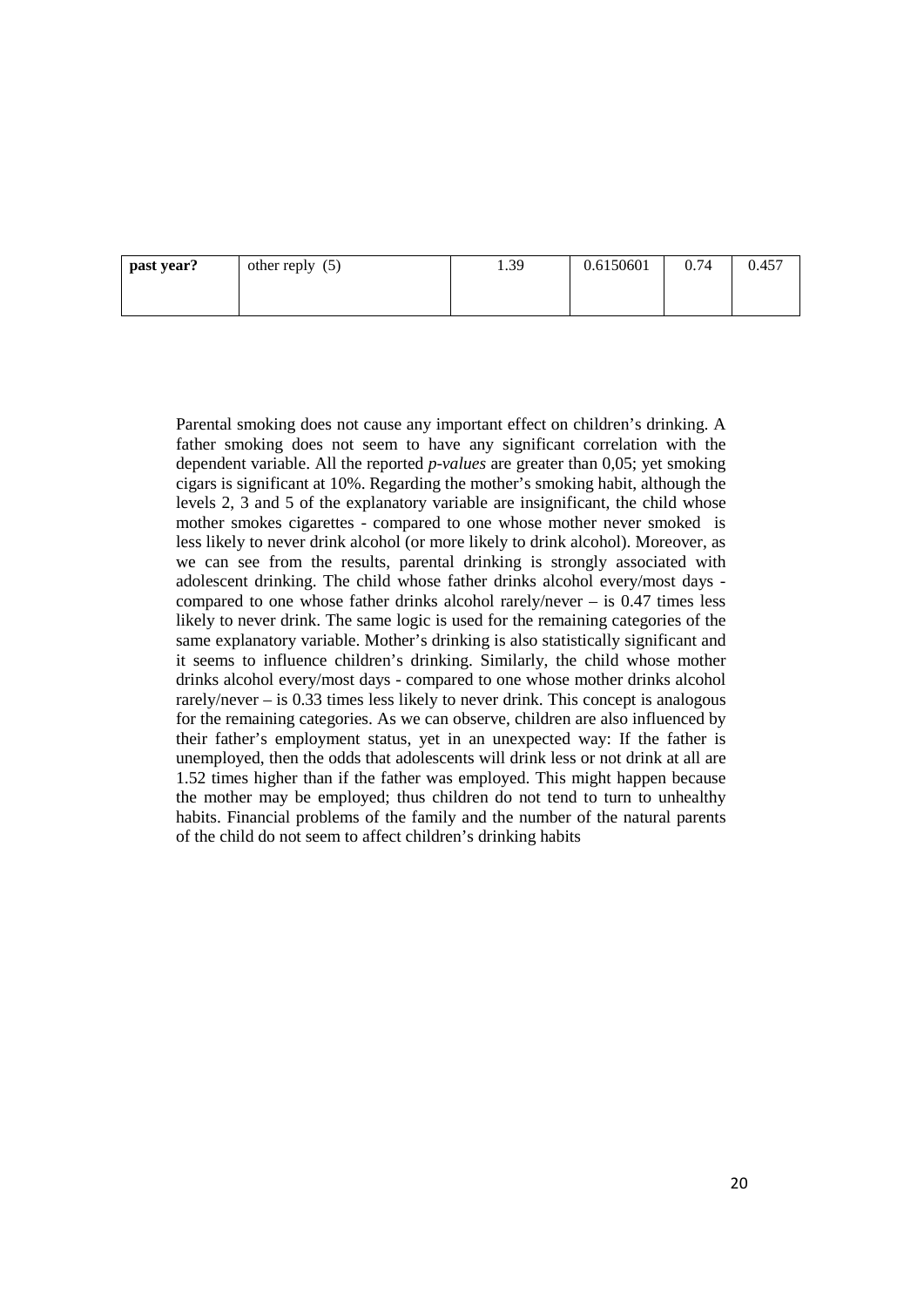| **past year?** | other reply (5) | 1.39 | 0.6150601 | 0.74 | 0.457 |
|---|---|---|---|---|---|

Parental smoking does not cause any important effect on children's drinking. A father smoking does not seem to have any significant correlation with the dependent variable. All the reported *p-values* are greater than 0,05; yet smoking cigars is significant at 10%. Regarding the mother's smoking habit, although the levels 2, 3 and 5 of the explanatory variable are insignificant, the child whose mother smokes cigarettes - compared to one whose mother never smoked is less likely to never drink alcohol (or more likely to drink alcohol). Moreover, as we can see from the results, parental drinking is strongly associated with adolescent drinking. The child whose father drinks alcohol every/most days - compared to one whose father drinks alcohol rarely/never – is 0.47 times less likely to never drink. The same logic is used for the remaining categories of the same explanatory variable. Mother's drinking is also statistically significant and it seems to influence children's drinking. Similarly, the child whose mother drinks alcohol every/most days - compared to one whose mother drinks alcohol rarely/never – is 0.33 times less likely to never drink. This concept is analogous for the remaining categories. As we can observe, children are also influenced by their father's employment status, yet in an unexpected way: If the father is unemployed, then the odds that adolescents will drink less or not drink at all are 1.52 times higher than if the father was employed. This might happen because the mother may be employed; thus children do not tend to turn to unhealthy habits. Financial problems of the family and the number of the natural parents of the child do not seem to affect children's drinking habits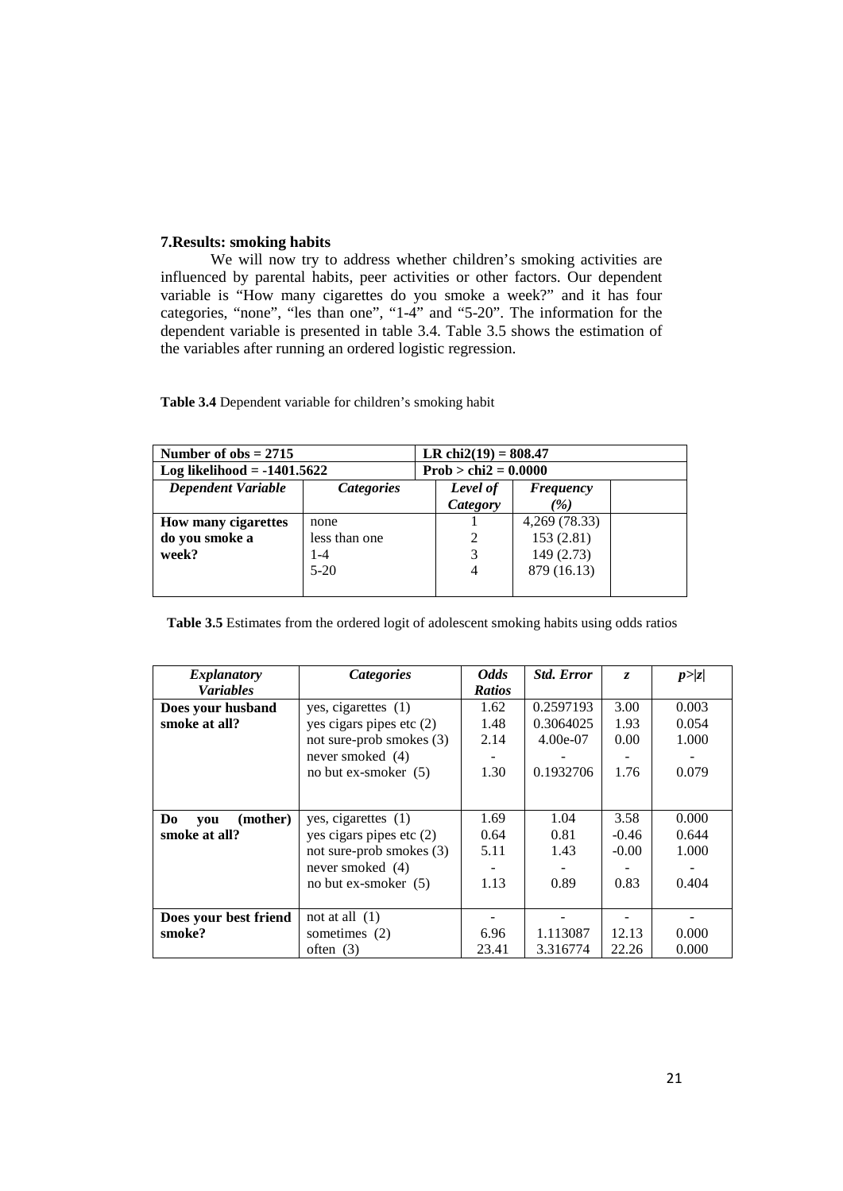### 7.Results: smoking habits

We will now try to address whether children's smoking activities are influenced by parental habits, peer activities or other factors. Our dependent variable is "How many cigarettes do you smoke a week?" and it has four categories, "none", "les than one", "1-4" and "5-20". The information for the dependent variable is presented in table 3.4. Table 3.5 shows the estimation of the variables after running an ordered logistic regression.

**Table 3.4** Dependent variable for children's smoking habit

| **Number of obs = 2715** | | **LR chi2(19) = 808.47** | | |
|---|---|---|---|---|
| **Log likelihood = -1401.5622** | | **Prob > chi2 = 0.0000** | | |
| ***Dependent Variable*** | ***Categories*** | ***Level of Category*** | ***Frequency (%)*** | |
| **How many cigarettes do you smoke a week?** | none | 1 | 4,269 (78.33) | |
| | less than one | 2 | 153 (2.81) | |
| | 1-4 | 3 | 149 (2.73) | |
| | 5-20 | 4 | 879 (16.13) | |

**Table 3.5** Estimates from the ordered logit of adolescent smoking habits using odds ratios

| *Explanatory Variables* | *Categories* | *Odds Ratios* | *Std. Error* | *z* | *p>\|z\|* |
|---|---|---|---|---|---|
| **Does your husband smoke at all?** | yes, cigarettes (1) | 1.62 | 0.2597193 | 3.00 | 0.003 |
| | yes cigars pipes etc (2) | 1.48 | 0.3064025 | 1.93 | 0.054 |
| | not sure-prob smokes (3) | 2.14 | 4.00e-07 | 0.00 | 1.000 |
| | never smoked (4) | - | - | - | - |
| | no but ex-smoker (5) | 1.30 | 0.1932706 | 1.76 | 0.079 |
| **Do you (mother) smoke at all?** | yes, cigarettes (1) | 1.69 | 1.04 | 3.58 | 0.000 |
| | yes cigars pipes etc (2) | 0.64 | 0.81 | -0.46 | 0.644 |
| | not sure-prob smokes (3) | 5.11 | 1.43 | -0.00 | 1.000 |
| | never smoked (4) | - | - | - | - |
| | no but ex-smoker (5) | 1.13 | 0.89 | 0.83 | 0.404 |
| **Does your best friend smoke?** | not at all (1) | - | - | - | - |
| | sometimes (2) | 6.96 | 1.113087 | 12.13 | 0.000 |
| | often (3) | 23.41 | 3.316774 | 22.26 | 0.000 |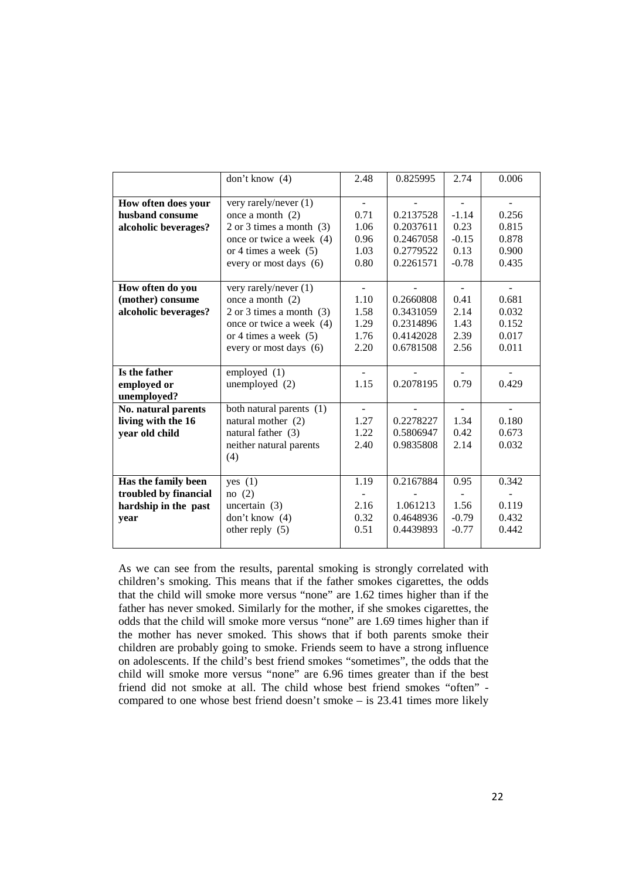|  | don't know (4) | 2.48 | 0.825995 | 2.74 | 0.006 |
|---|---|---|---|---|---|
| **How often does your husband consume alcoholic beverages?** | very rarely/never (1) | - | - | - | - |
|  | once a month (2) | 0.71 | 0.2137528 | -1.14 | 0.256 |
|  | 2 or 3 times a month (3) | 1.06 | 0.2037611 | 0.23 | 0.815 |
|  | once or twice a week (4) | 0.96 | 0.2467058 | -0.15 | 0.878 |
|  | or 4 times a week (5) | 1.03 | 0.2779522 | 0.13 | 0.900 |
|  | every or most days (6) | 0.80 | 0.2261571 | -0.78 | 0.435 |
| **How often do you (mother) consume alcoholic beverages?** | very rarely/never (1) | - | - | - | - |
|  | once a month (2) | 1.10 | 0.2660808 | 0.41 | 0.681 |
|  | 2 or 3 times a month (3) | 1.58 | 0.3431059 | 2.14 | 0.032 |
|  | once or twice a week (4) | 1.29 | 0.2314896 | 1.43 | 0.152 |
|  | or 4 times a week (5) | 1.76 | 0.4142028 | 2.39 | 0.017 |
|  | every or most days (6) | 2.20 | 0.6781508 | 2.56 | 0.011 |
| **Is the father employed or unemployed?** | employed (1) | - | - | - | - |
|  | unemployed (2) | 1.15 | 0.2078195 | 0.79 | 0.429 |
| **No. natural parents living with the 16 year old child** | both natural parents (1) | - | - | - | - |
|  | natural mother (2) | 1.27 | 0.2278227 | 1.34 | 0.180 |
|  | natural father (3) | 1.22 | 0.5806947 | 0.42 | 0.673 |
|  | neither natural parents (4) | 2.40 | 0.9835808 | 2.14 | 0.032 |
| **Has the family been troubled by financial hardship in the past year** | yes (1) | 1.19 | 0.2167884 | 0.95 | 0.342 |
|  | no (2) | - | - | - | - |
|  | uncertain (3) | 2.16 | 1.061213 | 1.56 | 0.119 |
|  | don't know (4) | 0.32 | 0.4648936 | -0.79 | 0.432 |
|  | other reply (5) | 0.51 | 0.4439893 | -0.77 | 0.442 |

As we can see from the results, parental smoking is strongly correlated with children's smoking. This means that if the father smokes cigarettes, the odds that the child will smoke more versus "none" are 1.62 times higher than if the father has never smoked. Similarly for the mother, if she smokes cigarettes, the odds that the child will smoke more versus "none" are 1.69 times higher than if the mother has never smoked. This shows that if both parents smoke their children are probably going to smoke. Friends seem to have a strong influence on adolescents. If the child's best friend smokes "sometimes", the odds that the child will smoke more versus "none" are 6.96 times greater than if the best friend did not smoke at all. The child whose best friend smokes "often" - compared to one whose best friend doesn't smoke – is 23.41 times more likely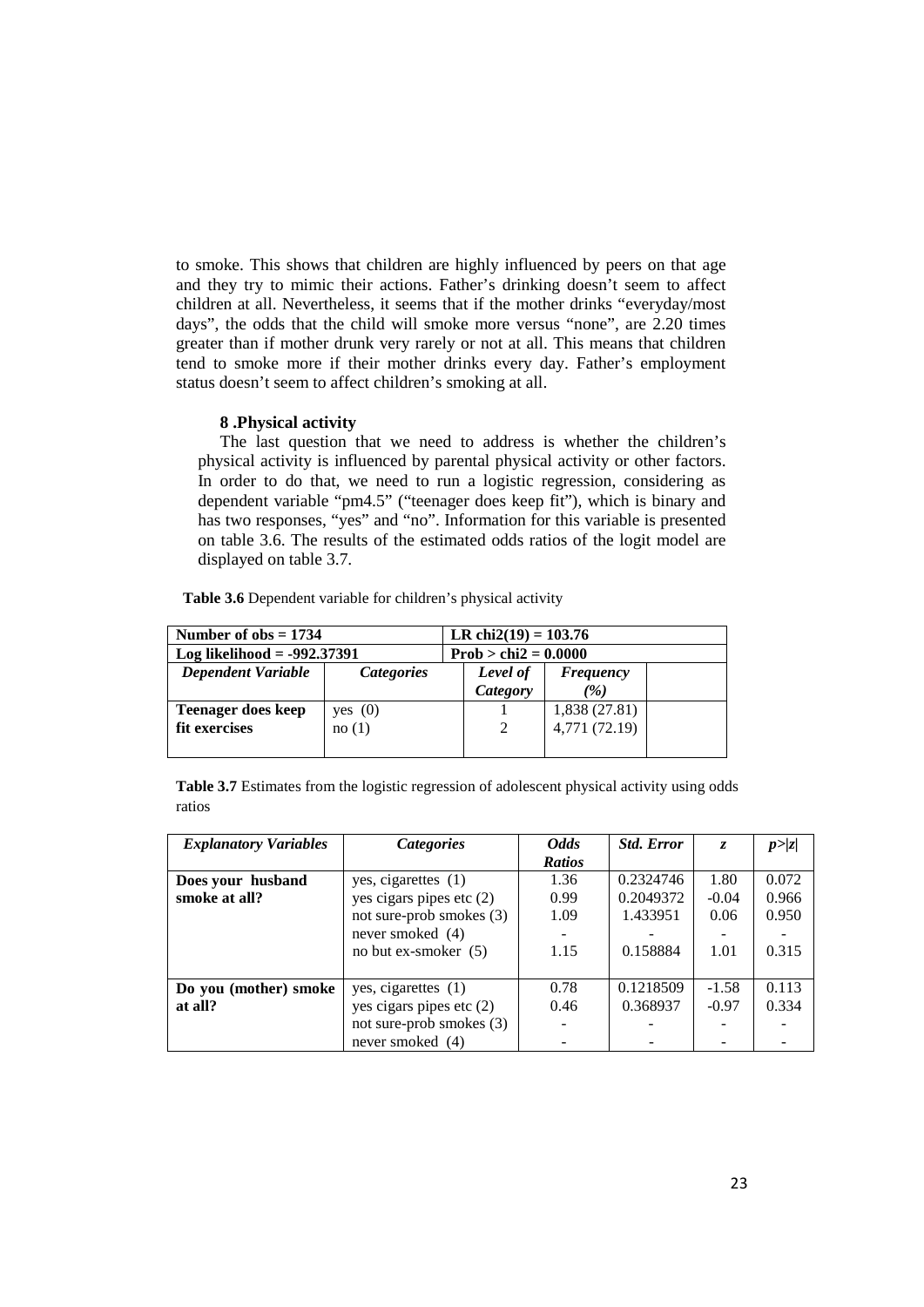to smoke. This shows that children are highly influenced by peers on that age and they try to mimic their actions. Father's drinking doesn't seem to affect children at all. Nevertheless, it seems that if the mother drinks "everyday/most days", the odds that the child will smoke more versus "none", are 2.20 times greater than if mother drunk very rarely or not at all. This means that children tend to smoke more if their mother drinks every day. Father's employment status doesn't seem to affect children's smoking at all.

## 8 .Physical activity

The last question that we need to address is whether the children's physical activity is influenced by parental physical activity or other factors. In order to do that, we need to run a logistic regression, considering as dependent variable "pm4.5" ("teenager does keep fit"), which is binary and has two responses, "yes" and "no". Information for this variable is presented on table 3.6. The results of the estimated odds ratios of the logit model are displayed on table 3.7.

**Table 3.6** Dependent variable for children's physical activity

| **Number of obs = 1734** | | **LR chi2(19) = 103.76** | | |
|---|---|---|---|---|
| **Log likelihood = -992.37391** | | **Prob > chi2 = 0.0000** | | |
| ***Dependent Variable*** | ***Categories*** | ***Level of Category*** | ***Frequency (%)*** | |
| **Teenager does keep fit exercises** | yes (0)<br>no (1) | 1<br>2 | 1,838 (27.81)<br>4,771 (72.19) | |

**Table 3.7** Estimates from the logistic regression of adolescent physical activity using odds ratios

| *Explanatory Variables* | *Categories* | *Odds Ratios* | *Std. Error* | *z* | *p>\|z\|* |
|---|---|---|---|---|---|
| **Does your husband smoke at all?** | yes, cigarettes (1) | 1.36 | 0.2324746 | 1.80 | 0.072 |
| | yes cigars pipes etc (2) | 0.99 | 0.2049372 | -0.04 | 0.966 |
| | not sure-prob smokes (3) | 1.09 | 1.433951 | 0.06 | 0.950 |
| | never smoked (4) | - | - | - | - |
| | no but ex-smoker (5) | 1.15 | 0.158884 | 1.01 | 0.315 |
| **Do you (mother) smoke at all?** | yes, cigarettes (1) | 0.78 | 0.1218509 | -1.58 | 0.113 |
| | yes cigars pipes etc (2) | 0.46 | 0.368937 | -0.97 | 0.334 |
| | not sure-prob smokes (3) | - | - | - | - |
| | never smoked (4) | - | - | - | - |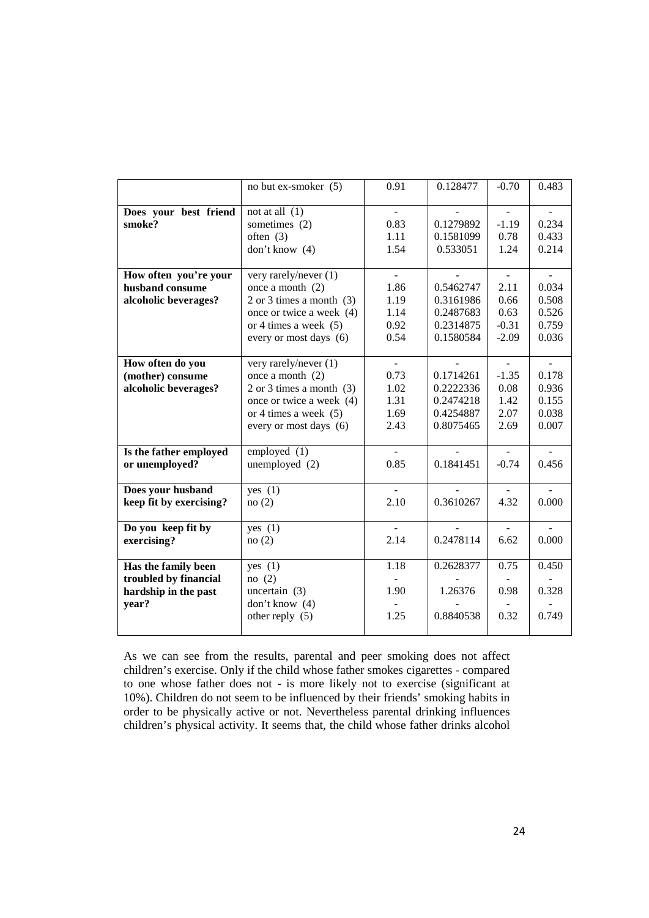| | | | | | |
|---|---|---|---|---|---|
| | no but ex-smoker (5) | 0.91 | 0.128477 | -0.70 | 0.483 |
| **Does your best friend smoke?** | not at all (1) | - | - | - | - |
| | sometimes (2) | 0.83 | 0.1279892 | -1.19 | 0.234 |
| | often (3) | 1.11 | 0.1581099 | 0.78 | 0.433 |
| | don't know (4) | 1.54 | 0.533051 | 1.24 | 0.214 |
| **How often you're your husband consume alcoholic beverages?** | very rarely/never (1) | - | - | - | - |
| | once a month (2) | 1.86 | 0.5462747 | 2.11 | 0.034 |
| | 2 or 3 times a month (3) | 1.19 | 0.3161986 | 0.66 | 0.508 |
| | once or twice a week (4) | 1.14 | 0.2487683 | 0.63 | 0.526 |
| | or 4 times a week (5) | 0.92 | 0.2314875 | -0.31 | 0.759 |
| | every or most days (6) | 0.54 | 0.1580584 | -2.09 | 0.036 |
| **How often do you (mother) consume alcoholic beverages?** | very rarely/never (1) | - | - | - | - |
| | once a month (2) | 0.73 | 0.1714261 | -1.35 | 0.178 |
| | 2 or 3 times a month (3) | 1.02 | 0.2222336 | 0.08 | 0.936 |
| | once or twice a week (4) | 1.31 | 0.2474218 | 1.42 | 0.155 |
| | or 4 times a week (5) | 1.69 | 0.4254887 | 2.07 | 0.038 |
| | every or most days (6) | 2.43 | 0.8075465 | 2.69 | 0.007 |
| **Is the father employed or unemployed?** | employed (1) | - | - | - | - |
| | unemployed (2) | 0.85 | 0.1841451 | -0.74 | 0.456 |
| **Does your husband keep fit by exercising?** | yes (1) | - | - | - | - |
| | no (2) | 2.10 | 0.3610267 | 4.32 | 0.000 |
| **Do you keep fit by exercising?** | yes (1) | - | - | - | - |
| | no (2) | 2.14 | 0.2478114 | 6.62 | 0.000 |
| **Has the family been troubled by financial hardship in the past year?** | yes (1) | 1.18 | 0.2628377 | 0.75 | 0.450 |
| | no (2) | - | - | - | - |
| | uncertain (3) | 1.90 | 1.26376 | 0.98 | 0.328 |
| | don't know (4) | - | - | - | - |
| | other reply (5) | 1.25 | 0.8840538 | 0.32 | 0.749 |

As we can see from the results, parental and peer smoking does not affect children's exercise. Only if the child whose father smokes cigarettes - compared to one whose father does not - is more likely not to exercise (significant at 10%). Children do not seem to be influenced by their friends' smoking habits in order to be physically active or not. Nevertheless parental drinking influences children's physical activity. It seems that, the child whose father drinks alcohol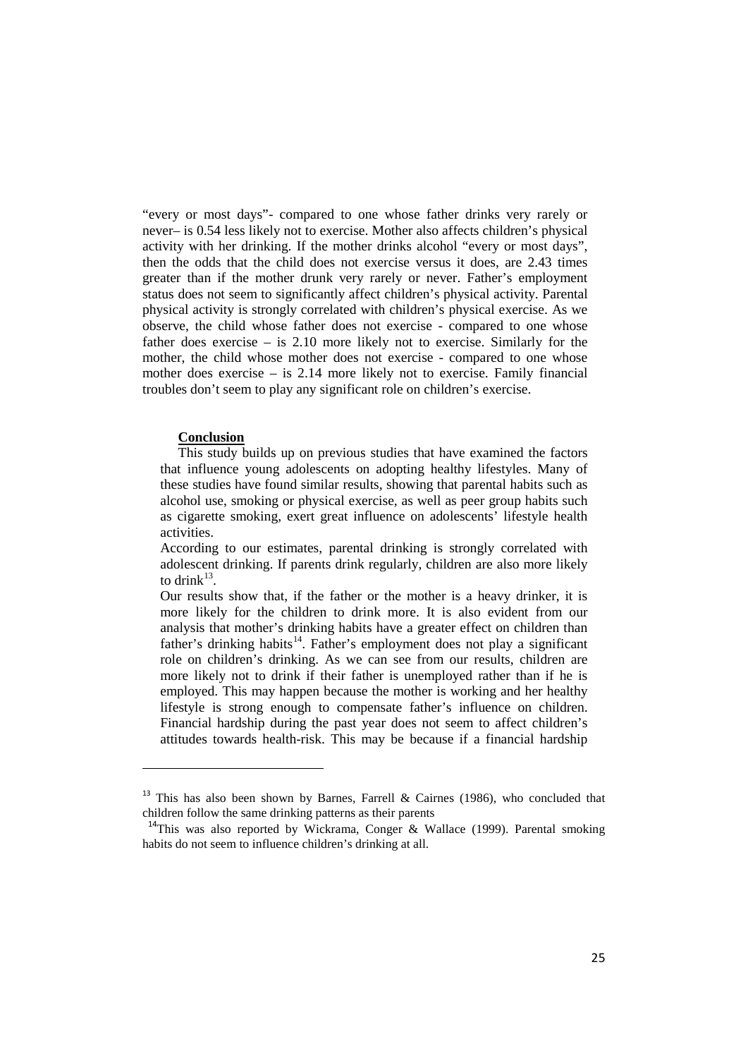"every or most days"- compared to one whose father drinks very rarely or never– is 0.54 less likely not to exercise. Mother also affects children's physical activity with her drinking. If the mother drinks alcohol "every or most days", then the odds that the child does not exercise versus it does, are 2.43 times greater than if the mother drunk very rarely or never. Father's employment status does not seem to significantly affect children's physical activity. Parental physical activity is strongly correlated with children's physical exercise. As we observe, the child whose father does not exercise - compared to one whose father does exercise – is 2.10 more likely not to exercise. Similarly for the mother, the child whose mother does not exercise - compared to one whose mother does exercise – is 2.14 more likely not to exercise. Family financial troubles don't seem to play any significant role on children's exercise.

## Conclusion

This study builds up on previous studies that have examined the factors that influence young adolescents on adopting healthy lifestyles. Many of these studies have found similar results, showing that parental habits such as alcohol use, smoking or physical exercise, as well as peer group habits such as cigarette smoking, exert great influence on adolescents' lifestyle health activities.

According to our estimates, parental drinking is strongly correlated with adolescent drinking. If parents drink regularly, children are also more likely to drink[13].

Our results show that, if the father or the mother is a heavy drinker, it is more likely for the children to drink more. It is also evident from our analysis that mother's drinking habits have a greater effect on children than father's drinking habits[14]. Father's employment does not play a significant role on children's drinking. As we can see from our results, children are more likely not to drink if their father is unemployed rather than if he is employed. This may happen because the mother is working and her healthy lifestyle is strong enough to compensate father's influence on children. Financial hardship during the past year does not seem to affect children's attitudes towards health-risk. This may be because if a financial hardship

---

[13] This has also been shown by Barnes, Farrell & Cairnes (1986), who concluded that children follow the same drinking patterns as their parents

[14] This was also reported by Wickrama, Conger & Wallace (1999). Parental smoking habits do not seem to influence children's drinking at all.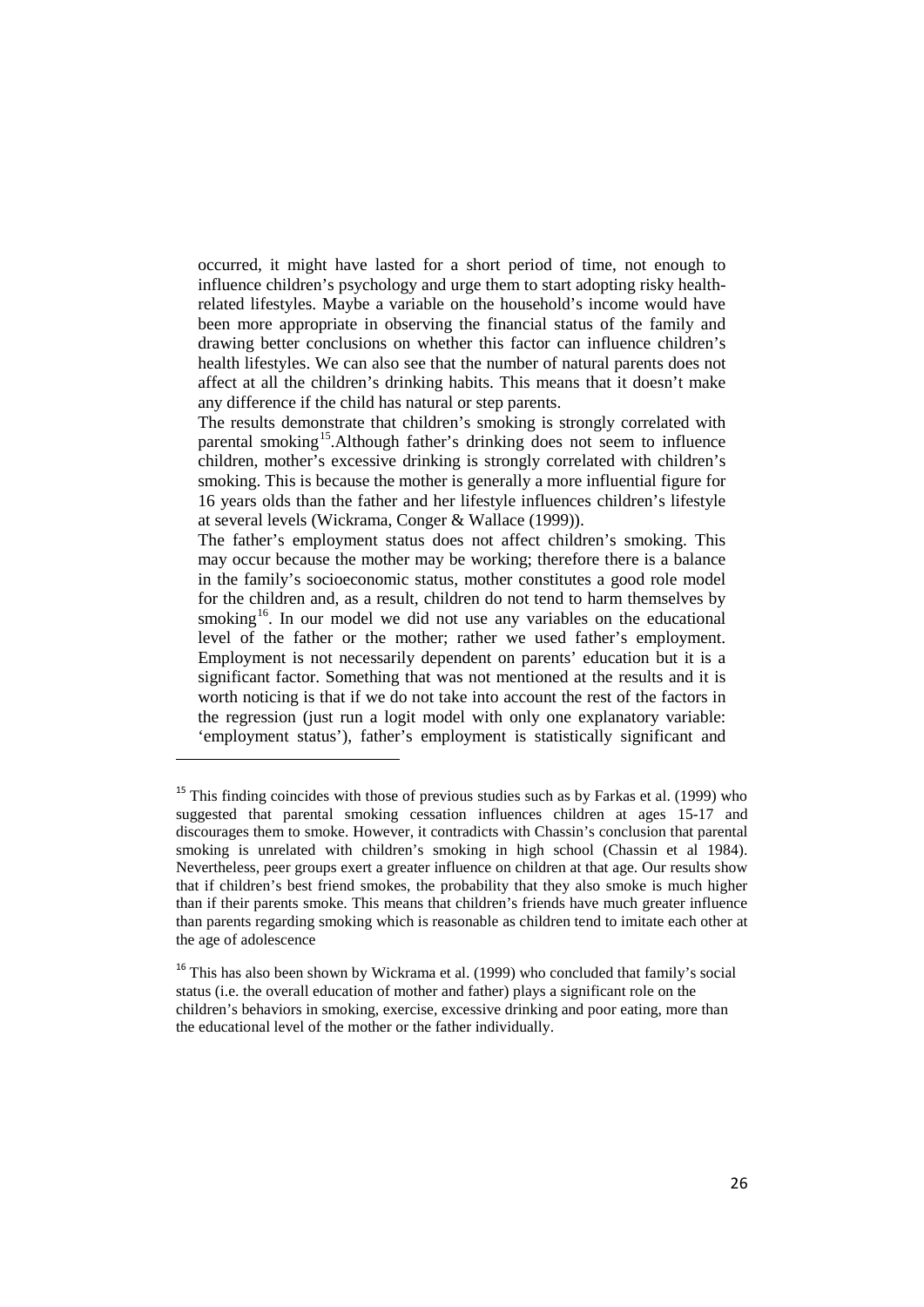occurred, it might have lasted for a short period of time, not enough to influence children's psychology and urge them to start adopting risky health-related lifestyles. Maybe a variable on the household's income would have been more appropriate in observing the financial status of the family and drawing better conclusions on whether this factor can influence children's health lifestyles. We can also see that the number of natural parents does not affect at all the children's drinking habits. This means that it doesn't make any difference if the child has natural or step parents.

The results demonstrate that children's smoking is strongly correlated with parental smoking[15].Although father's drinking does not seem to influence children, mother's excessive drinking is strongly correlated with children's smoking. This is because the mother is generally a more influential figure for 16 years olds than the father and her lifestyle influences children's lifestyle at several levels (Wickrama, Conger & Wallace (1999)).

The father's employment status does not affect children's smoking. This may occur because the mother may be working; therefore there is a balance in the family's socioeconomic status, mother constitutes a good role model for the children and, as a result, children do not tend to harm themselves by smoking[16]. In our model we did not use any variables on the educational level of the father or the mother; rather we used father's employment. Employment is not necessarily dependent on parents' education but it is a significant factor. Something that was not mentioned at the results and it is worth noticing is that if we do not take into account the rest of the factors in the regression (just run a logit model with only one explanatory variable: 'employment status'), father's employment is statistically significant and

---

[15] This finding coincides with those of previous studies such as by Farkas et al. (1999) who suggested that parental smoking cessation influences children at ages 15-17 and discourages them to smoke. However, it contradicts with Chassin's conclusion that parental smoking is unrelated with children's smoking in high school (Chassin et al 1984). Nevertheless, peer groups exert a greater influence on children at that age. Our results show that if children's best friend smokes, the probability that they also smoke is much higher than if their parents smoke. This means that children's friends have much greater influence than parents regarding smoking which is reasonable as children tend to imitate each other at the age of adolescence

[16] This has also been shown by Wickrama et al. (1999) who concluded that family's social status (i.e. the overall education of mother and father) plays a significant role on the children's behaviors in smoking, exercise, excessive drinking and poor eating, more than the educational level of the mother or the father individually.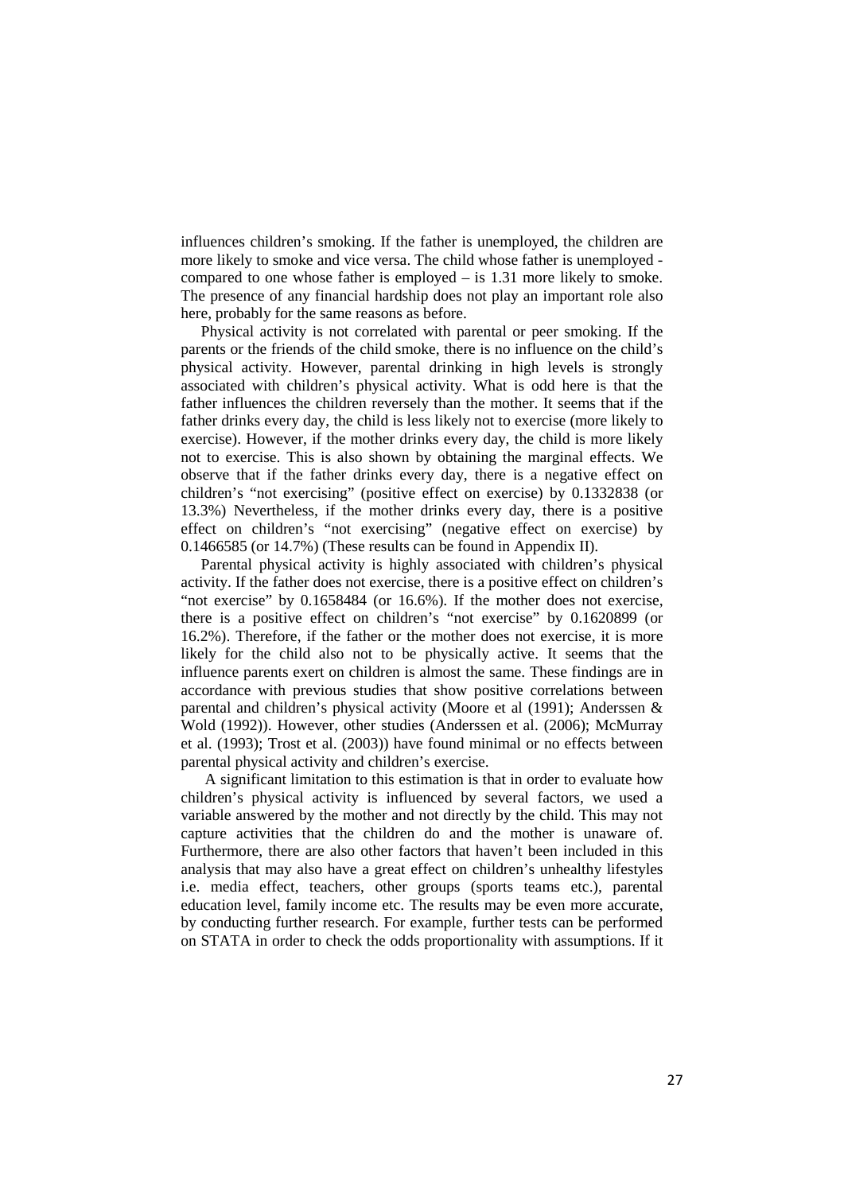influences children's smoking. If the father is unemployed, the children are more likely to smoke and vice versa. The child whose father is unemployed - compared to one whose father is employed – is 1.31 more likely to smoke. The presence of any financial hardship does not play an important role also here, probably for the same reasons as before.

Physical activity is not correlated with parental or peer smoking. If the parents or the friends of the child smoke, there is no influence on the child's physical activity. However, parental drinking in high levels is strongly associated with children's physical activity. What is odd here is that the father influences the children reversely than the mother. It seems that if the father drinks every day, the child is less likely not to exercise (more likely to exercise). However, if the mother drinks every day, the child is more likely not to exercise. This is also shown by obtaining the marginal effects. We observe that if the father drinks every day, there is a negative effect on children's "not exercising" (positive effect on exercise) by 0.1332838 (or 13.3%) Nevertheless, if the mother drinks every day, there is a positive effect on children's "not exercising" (negative effect on exercise) by 0.1466585 (or 14.7%) (These results can be found in Appendix II).

Parental physical activity is highly associated with children's physical activity. If the father does not exercise, there is a positive effect on children's "not exercise" by 0.1658484 (or 16.6%). If the mother does not exercise, there is a positive effect on children's "not exercise" by 0.1620899 (or 16.2%). Therefore, if the father or the mother does not exercise, it is more likely for the child also not to be physically active. It seems that the influence parents exert on children is almost the same. These findings are in accordance with previous studies that show positive correlations between parental and children's physical activity (Moore et al (1991); Anderssen & Wold (1992)). However, other studies (Anderssen et al. (2006); McMurray et al. (1993); Trost et al. (2003)) have found minimal or no effects between parental physical activity and children's exercise.

A significant limitation to this estimation is that in order to evaluate how children's physical activity is influenced by several factors, we used a variable answered by the mother and not directly by the child. This may not capture activities that the children do and the mother is unaware of. Furthermore, there are also other factors that haven't been included in this analysis that may also have a great effect on children's unhealthy lifestyles i.e. media effect, teachers, other groups (sports teams etc.), parental education level, family income etc. The results may be even more accurate, by conducting further research. For example, further tests can be performed on STATA in order to check the odds proportionality with assumptions. If it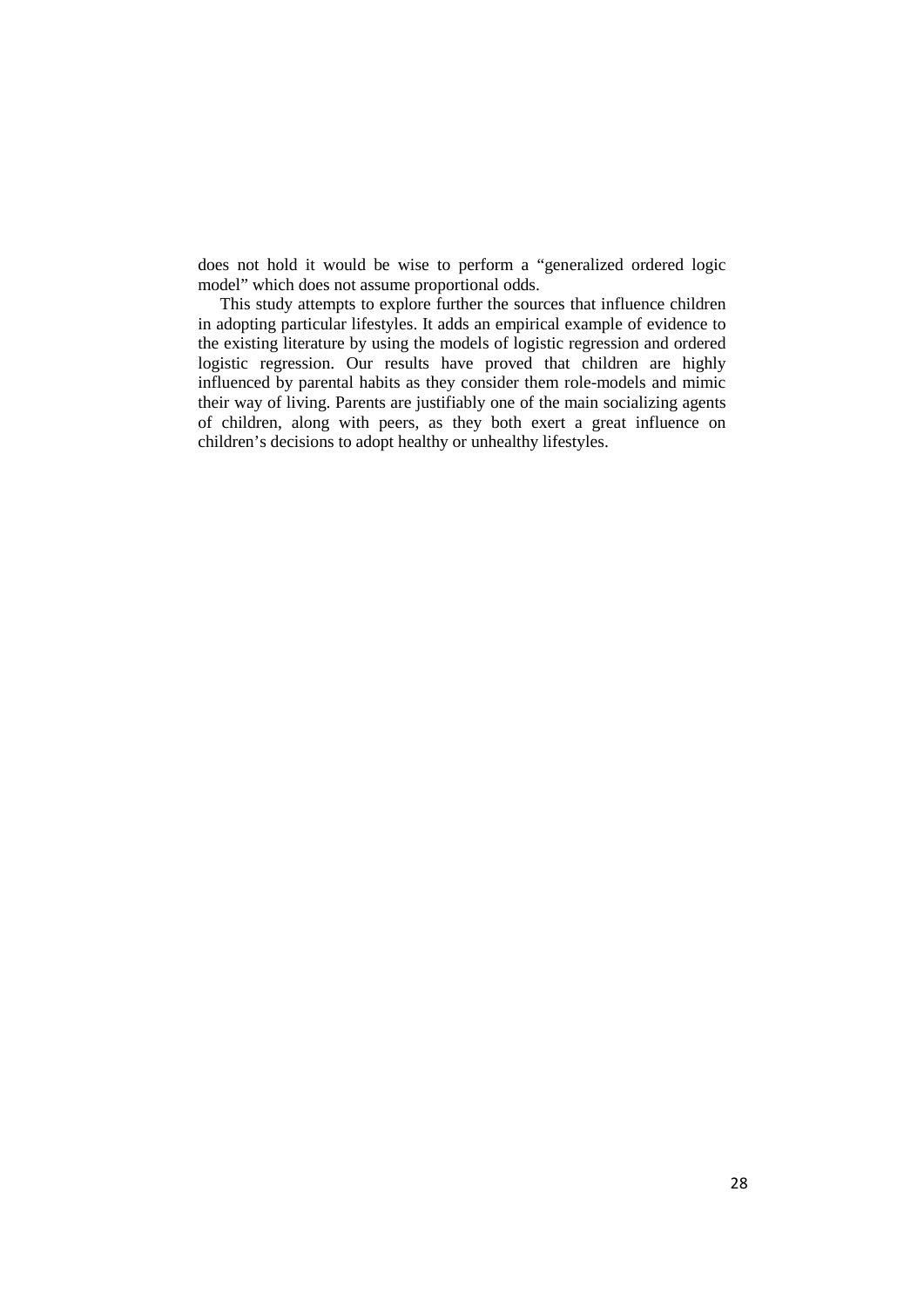does not hold it would be wise to perform a "generalized ordered logic model" which does not assume proportional odds.

This study attempts to explore further the sources that influence children in adopting particular lifestyles. It adds an empirical example of evidence to the existing literature by using the models of logistic regression and ordered logistic regression. Our results have proved that children are highly influenced by parental habits as they consider them role-models and mimic their way of living. Parents are justifiably one of the main socializing agents of children, along with peers, as they both exert a great influence on children's decisions to adopt healthy or unhealthy lifestyles.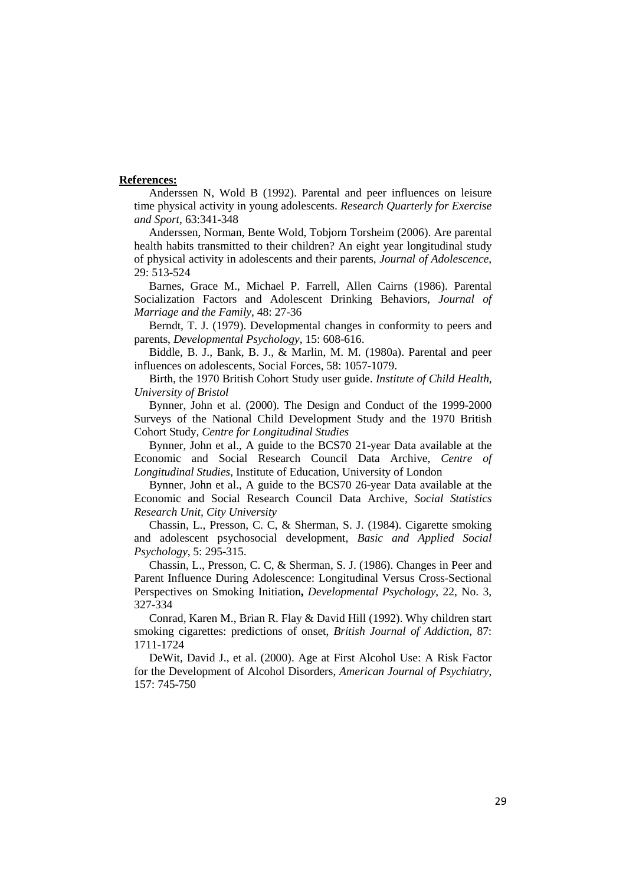**References:**

Anderssen N, Wold B (1992). Parental and peer influences on leisure time physical activity in young adolescents. *Research Quarterly for Exercise and Sport*, 63:341-348

Anderssen, Norman, Bente Wold, Tobjorn Torsheim (2006). Are parental health habits transmitted to their children? An eight year longitudinal study of physical activity in adolescents and their parents, *Journal of Adolescence*, 29: 513-524

Barnes, Grace M., Michael P. Farrell, Allen Cairns (1986). Parental Socialization Factors and Adolescent Drinking Behaviors, *Journal of Marriage and the Family*, 48: 27-36

Berndt, T. J. (1979). Developmental changes in conformity to peers and parents, *Developmental Psychology*, 15: 608-616.

Biddle, B. J., Bank, B. J., & Marlin, M. M. (1980a). Parental and peer influences on adolescents, Social Forces, 58: 1057-1079.

Birth, the 1970 British Cohort Study user guide. *Institute of Child Health, University of Bristol*

Bynner, John et al. (2000). The Design and Conduct of the 1999-2000 Surveys of the National Child Development Study and the 1970 British Cohort Study, *Centre for Longitudinal Studies*

Bynner, John et al., A guide to the BCS70 21-year Data available at the Economic and Social Research Council Data Archive, *Centre of Longitudinal Studies*, Institute of Education, University of London

Bynner, John et al., A guide to the BCS70 26-year Data available at the Economic and Social Research Council Data Archive, *Social Statistics Research Unit, City University*

Chassin, L., Presson, C. C, & Sherman, S. J. (1984). Cigarette smoking and adolescent psychosocial development, *Basic and Applied Social Psychology*, 5: 295-315.

Chassin, L., Presson, C. C, & Sherman, S. J. (1986). Changes in Peer and Parent Influence During Adolescence: Longitudinal Versus Cross-Sectional Perspectives on Smoking Initiation**,** *Developmental Psychology*, 22, No. 3, 327-334

Conrad, Karen M., Brian R. Flay & David Hill (1992). Why children start smoking cigarettes: predictions of onset, *British Journal of Addiction*, 87: 1711-1724

DeWit, David J., et al. (2000). Age at First Alcohol Use: A Risk Factor for the Development of Alcohol Disorders, *American Journal of Psychiatry*, 157: 745-750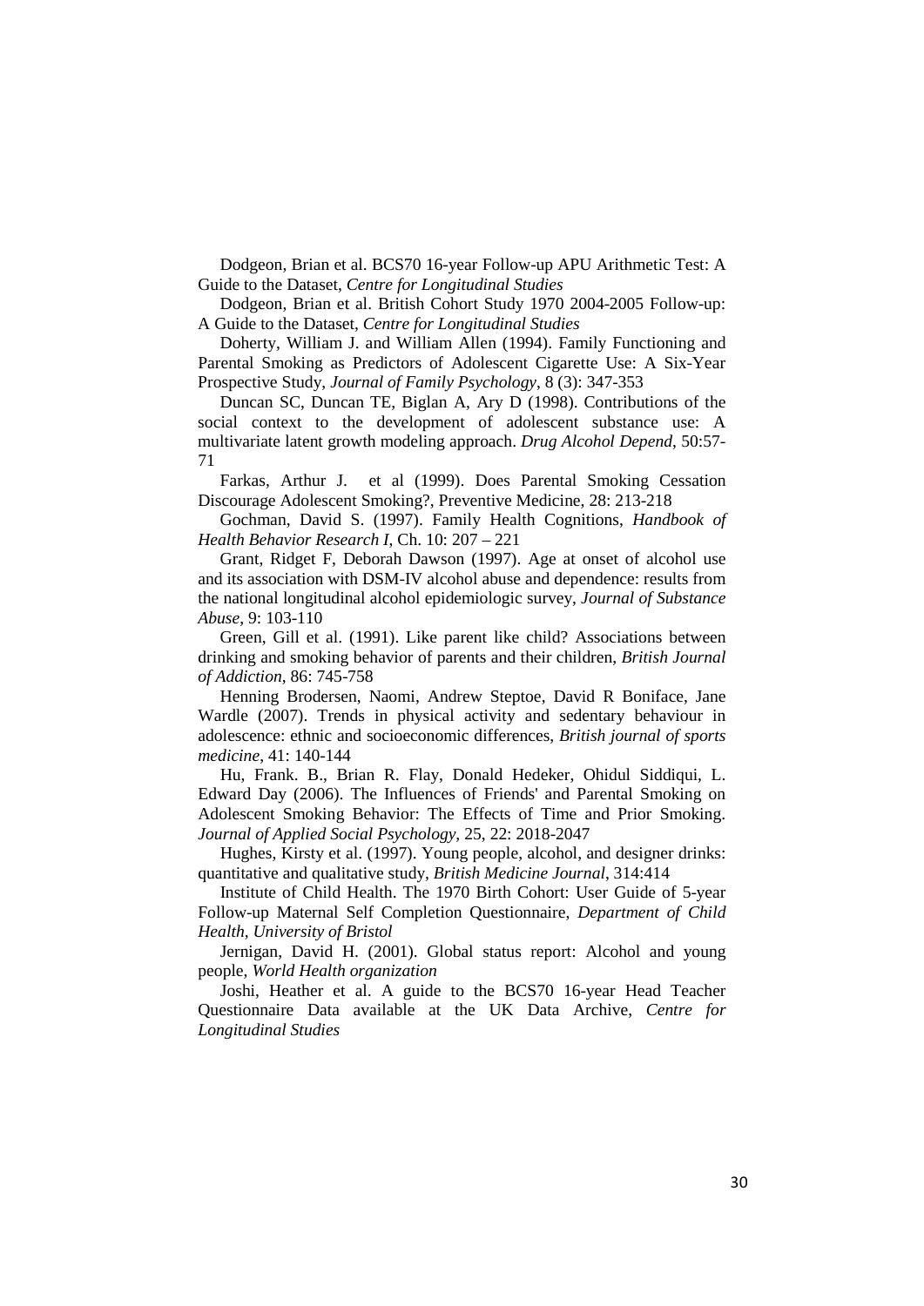Dodgeon, Brian et al. BCS70 16-year Follow-up APU Arithmetic Test: A Guide to the Dataset, *Centre for Longitudinal Studies*

Dodgeon, Brian et al. British Cohort Study 1970 2004-2005 Follow-up: A Guide to the Dataset, *Centre for Longitudinal Studies*

Doherty, William J. and William Allen (1994). Family Functioning and Parental Smoking as Predictors of Adolescent Cigarette Use: A Six-Year Prospective Study, *Journal of Family Psychology*, 8 (3): 347-353

Duncan SC, Duncan TE, Biglan A, Ary D (1998). Contributions of the social context to the development of adolescent substance use: A multivariate latent growth modeling approach. *Drug Alcohol Depend*, 50:57-71

Farkas, Arthur J. et al (1999). Does Parental Smoking Cessation Discourage Adolescent Smoking?, Preventive Medicine, 28: 213-218

Gochman, David S. (1997). Family Health Cognitions, *Handbook of Health Behavior Research I*, Ch. 10: 207 – 221

Grant, Ridget F, Deborah Dawson (1997). Age at onset of alcohol use and its association with DSM-IV alcohol abuse and dependence: results from the national longitudinal alcohol epidemiologic survey, *Journal of Substance Abuse*, 9: 103-110

Green, Gill et al. (1991). Like parent like child? Associations between drinking and smoking behavior of parents and their children, *British Journal of Addiction*, 86: 745-758

Henning Brodersen, Naomi, Andrew Steptoe, David R Boniface, Jane Wardle (2007). Trends in physical activity and sedentary behaviour in adolescence: ethnic and socioeconomic differences, *British journal of sports medicine*, 41: 140-144

Hu, Frank. B., Brian R. Flay, Donald Hedeker, Ohidul Siddiqui, L. Edward Day (2006). The Influences of Friends' and Parental Smoking on Adolescent Smoking Behavior: The Effects of Time and Prior Smoking. *Journal of Applied Social Psychology*, 25, 22: 2018-2047

Hughes, Kirsty et al. (1997). Young people, alcohol, and designer drinks: quantitative and qualitative study, *British Medicine Journal*, 314:414

Institute of Child Health. The 1970 Birth Cohort: User Guide of 5-year Follow-up Maternal Self Completion Questionnaire, *Department of Child Health, University of Bristol*

Jernigan, David H. (2001). Global status report: Alcohol and young people, *World Health organization*

Joshi, Heather et al. A guide to the BCS70 16-year Head Teacher Questionnaire Data available at the UK Data Archive, *Centre for Longitudinal Studies*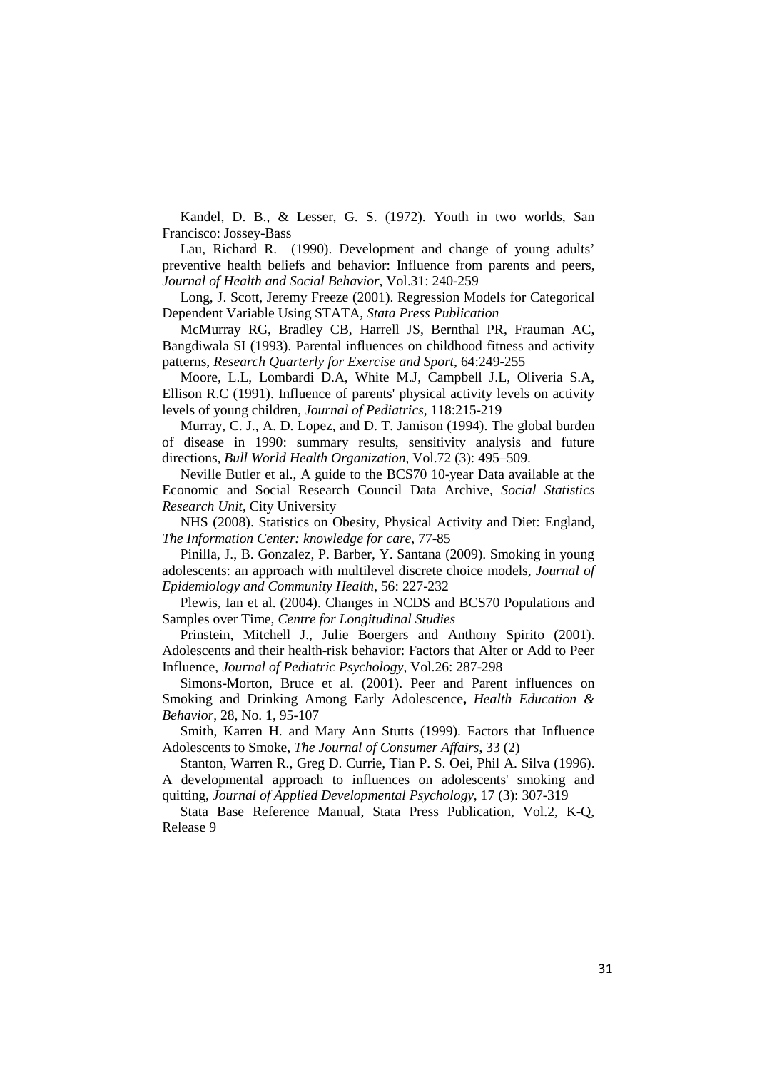Kandel, D. B., & Lesser, G. S. (1972). Youth in two worlds, San Francisco: Jossey-Bass

Lau, Richard R. (1990). Development and change of young adults' preventive health beliefs and behavior: Influence from parents and peers, *Journal of Health and Social Behavior*, Vol.31: 240-259

Long, J. Scott, Jeremy Freeze (2001). Regression Models for Categorical Dependent Variable Using STATA, *Stata Press Publication*

McMurray RG, Bradley CB, Harrell JS, Bernthal PR, Frauman AC, Bangdiwala SI (1993). Parental influences on childhood fitness and activity patterns, *Research Quarterly for Exercise and Sport*, 64:249-255

Moore, L.L, Lombardi D.A, White M.J, Campbell J.L, Oliveria S.A, Ellison R.C (1991). Influence of parents' physical activity levels on activity levels of young children, *Journal of Pediatrics*, 118:215-219

Murray, C. J., A. D. Lopez, and D. T. Jamison (1994). The global burden of disease in 1990: summary results, sensitivity analysis and future directions, *Bull World Health Organization*, Vol.72 (3): 495–509.

Neville Butler et al., A guide to the BCS70 10-year Data available at the Economic and Social Research Council Data Archive, *Social Statistics Research Unit*, City University

NHS (2008). Statistics on Obesity, Physical Activity and Diet: England, *The Information Center: knowledge for care*, 77-85

Pinilla, J., B. Gonzalez, P. Barber, Y. Santana (2009). Smoking in young adolescents: an approach with multilevel discrete choice models, *Journal of Epidemiology and Community Health*, 56: 227-232

Plewis, Ian et al. (2004). Changes in NCDS and BCS70 Populations and Samples over Time, *Centre for Longitudinal Studies*

Prinstein, Mitchell J., Julie Boergers and Anthony Spirito (2001). Adolescents and their health-risk behavior: Factors that Alter or Add to Peer Influence, *Journal of Pediatric Psychology*, Vol.26: 287-298

Simons-Morton, Bruce et al. (2001). Peer and Parent influences on Smoking and Drinking Among Early Adolescence**,** *Health Education & Behavior*, 28, No. 1, 95-107

Smith, Karren H. and Mary Ann Stutts (1999). Factors that Influence Adolescents to Smoke, *The Journal of Consumer Affairs*, 33 (2)

Stanton, Warren R., Greg D. Currie, Tian P. S. Oei, Phil A. Silva (1996). A developmental approach to influences on adolescents' smoking and quitting, *Journal of Applied Developmental Psychology*, 17 (3): 307-319

Stata Base Reference Manual, Stata Press Publication, Vol.2, K-Q, Release 9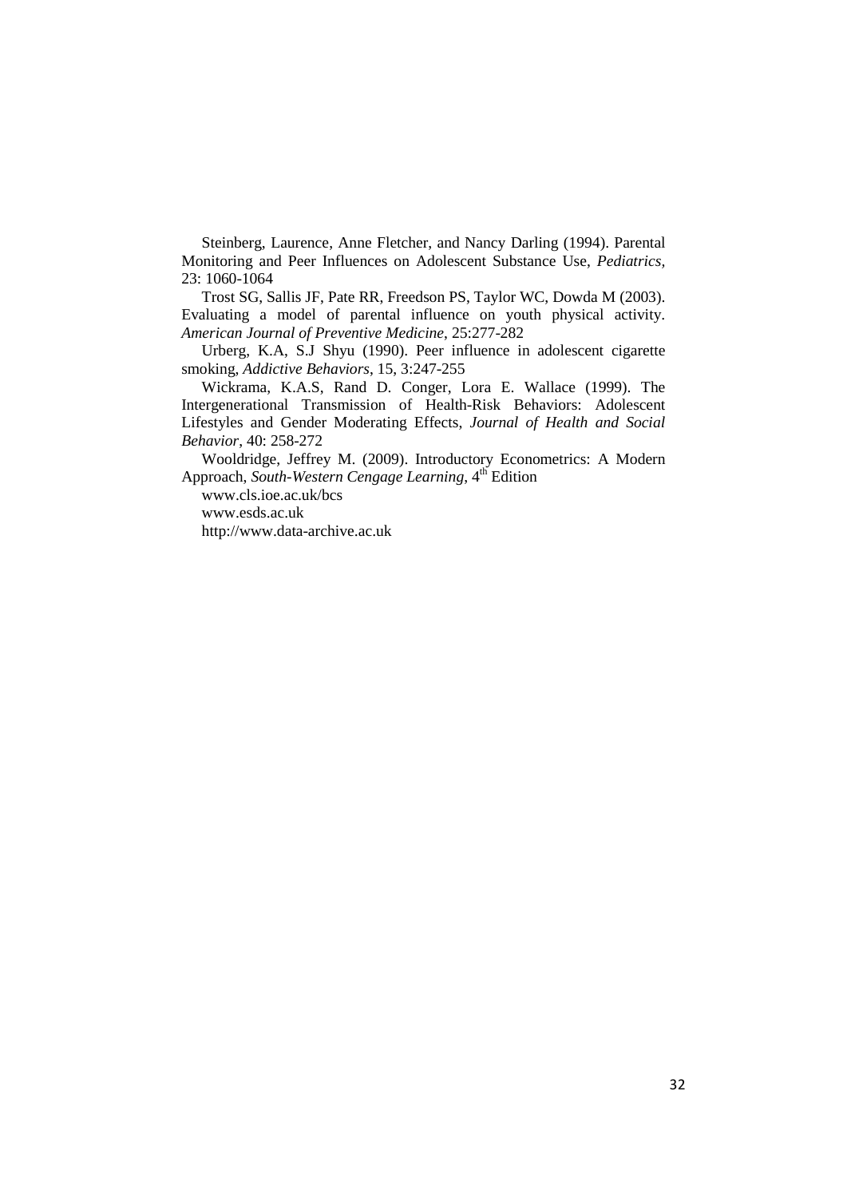Steinberg, Laurence, Anne Fletcher, and Nancy Darling (1994). Parental Monitoring and Peer Influences on Adolescent Substance Use, *Pediatrics*, 23: 1060-1064

Trost SG, Sallis JF, Pate RR, Freedson PS, Taylor WC, Dowda M (2003). Evaluating a model of parental influence on youth physical activity. *American Journal of Preventive Medicine*, 25:277-282

Urberg, K.A, S.J Shyu (1990). Peer influence in adolescent cigarette smoking, *Addictive Behaviors*, 15, 3:247-255

Wickrama, K.A.S, Rand D. Conger, Lora E. Wallace (1999). The Intergenerational Transmission of Health-Risk Behaviors: Adolescent Lifestyles and Gender Moderating Effects, *Journal of Health and Social Behavior*, 40: 258-272

Wooldridge, Jeffrey M. (2009). Introductory Econometrics: A Modern Approach, *South-Western Cengage Learning*, 4th Edition

www.cls.ioe.ac.uk/bcs

www.esds.ac.uk

http://www.data-archive.ac.uk